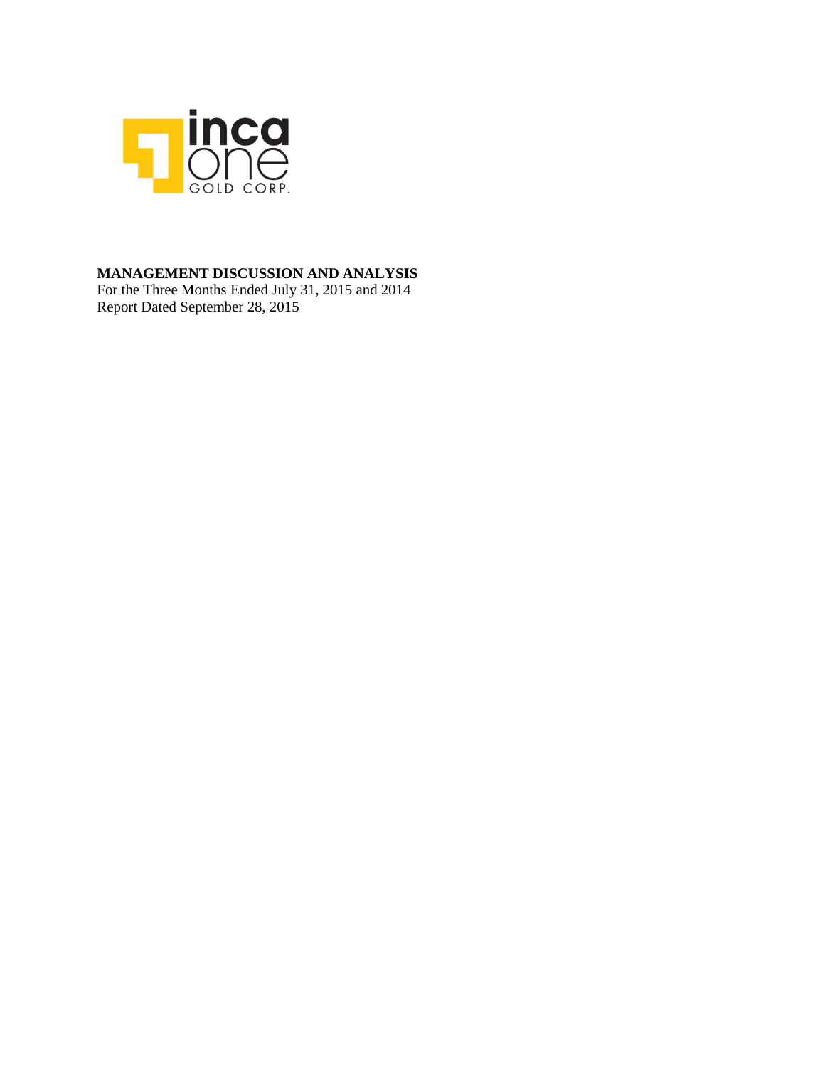**MANAGEMENT DISCUSSION AND ANALYSIS**

For the Three Months Ended July 31, 2015 and 2014

Report Dated September 28, 2015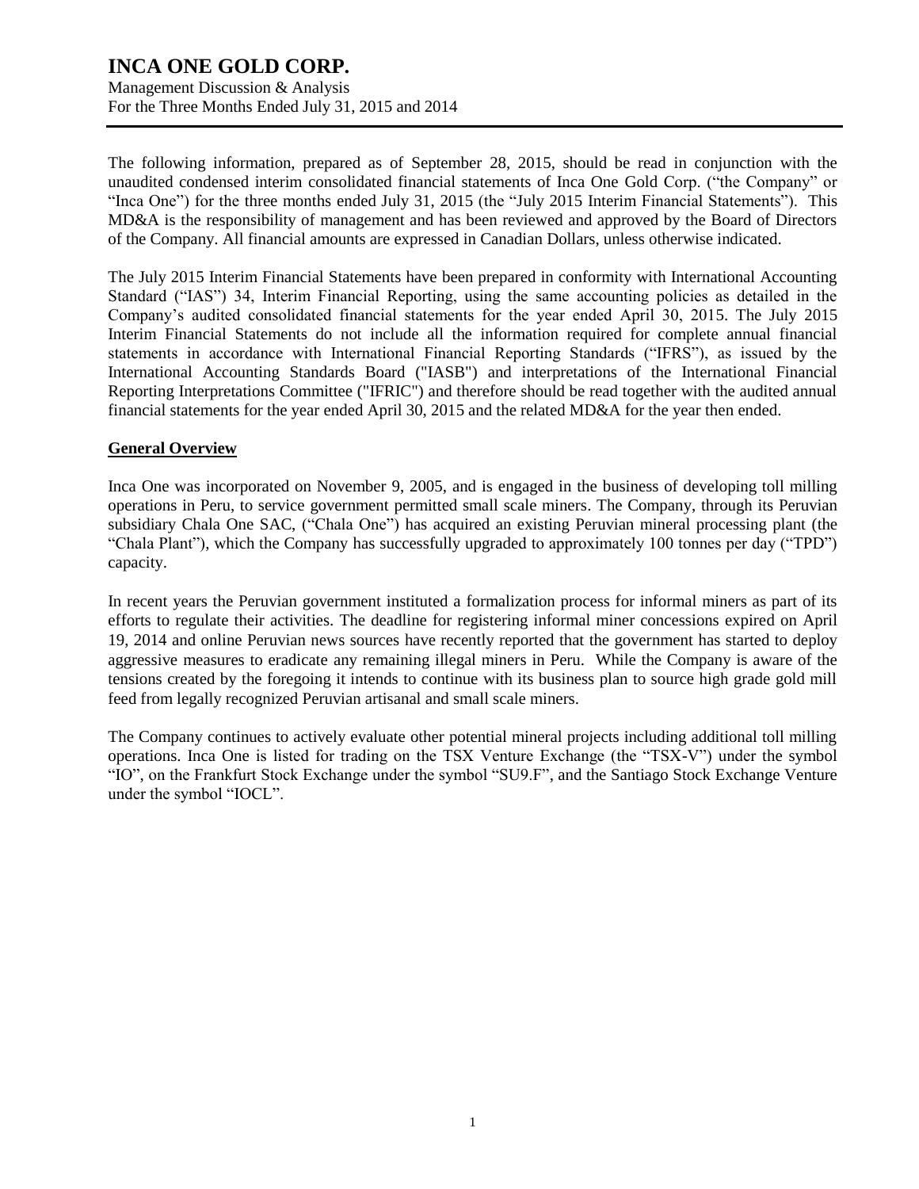The following information, prepared as of September 28, 2015, should be read in conjunction with the unaudited condensed interim consolidated financial statements of Inca One Gold Corp. ("the Company" or "Inca One") for the three months ended July 31, 2015 (the "July 2015 Interim Financial Statements"). This MD&A is the responsibility of management and has been reviewed and approved by the Board of Directors of the Company. All financial amounts are expressed in Canadian Dollars, unless otherwise indicated.

The July 2015 Interim Financial Statements have been prepared in conformity with International Accounting Standard ("IAS") 34, Interim Financial Reporting, using the same accounting policies as detailed in the Company's audited consolidated financial statements for the year ended April 30, 2015. The July 2015 Interim Financial Statements do not include all the information required for complete annual financial statements in accordance with International Financial Reporting Standards ("IFRS"), as issued by the International Accounting Standards Board ("IASB") and interpretations of the International Financial Reporting Interpretations Committee ("IFRIC") and therefore should be read together with the audited annual financial statements for the year ended April 30, 2015 and the related MD&A for the year then ended.

## General Overview

Inca One was incorporated on November 9, 2005, and is engaged in the business of developing toll milling operations in Peru, to service government permitted small scale miners. The Company, through its Peruvian subsidiary Chala One SAC, ("Chala One") has acquired an existing Peruvian mineral processing plant (the "Chala Plant"), which the Company has successfully upgraded to approximately 100 tonnes per day ("TPD") capacity.

In recent years the Peruvian government instituted a formalization process for informal miners as part of its efforts to regulate their activities. The deadline for registering informal miner concessions expired on April 19, 2014 and online Peruvian news sources have recently reported that the government has started to deploy aggressive measures to eradicate any remaining illegal miners in Peru. While the Company is aware of the tensions created by the foregoing it intends to continue with its business plan to source high grade gold mill feed from legally recognized Peruvian artisanal and small scale miners.

The Company continues to actively evaluate other potential mineral projects including additional toll milling operations. Inca One is listed for trading on the TSX Venture Exchange (the "TSX-V") under the symbol "IO", on the Frankfurt Stock Exchange under the symbol "SU9.F", and the Santiago Stock Exchange Venture under the symbol "IOCL".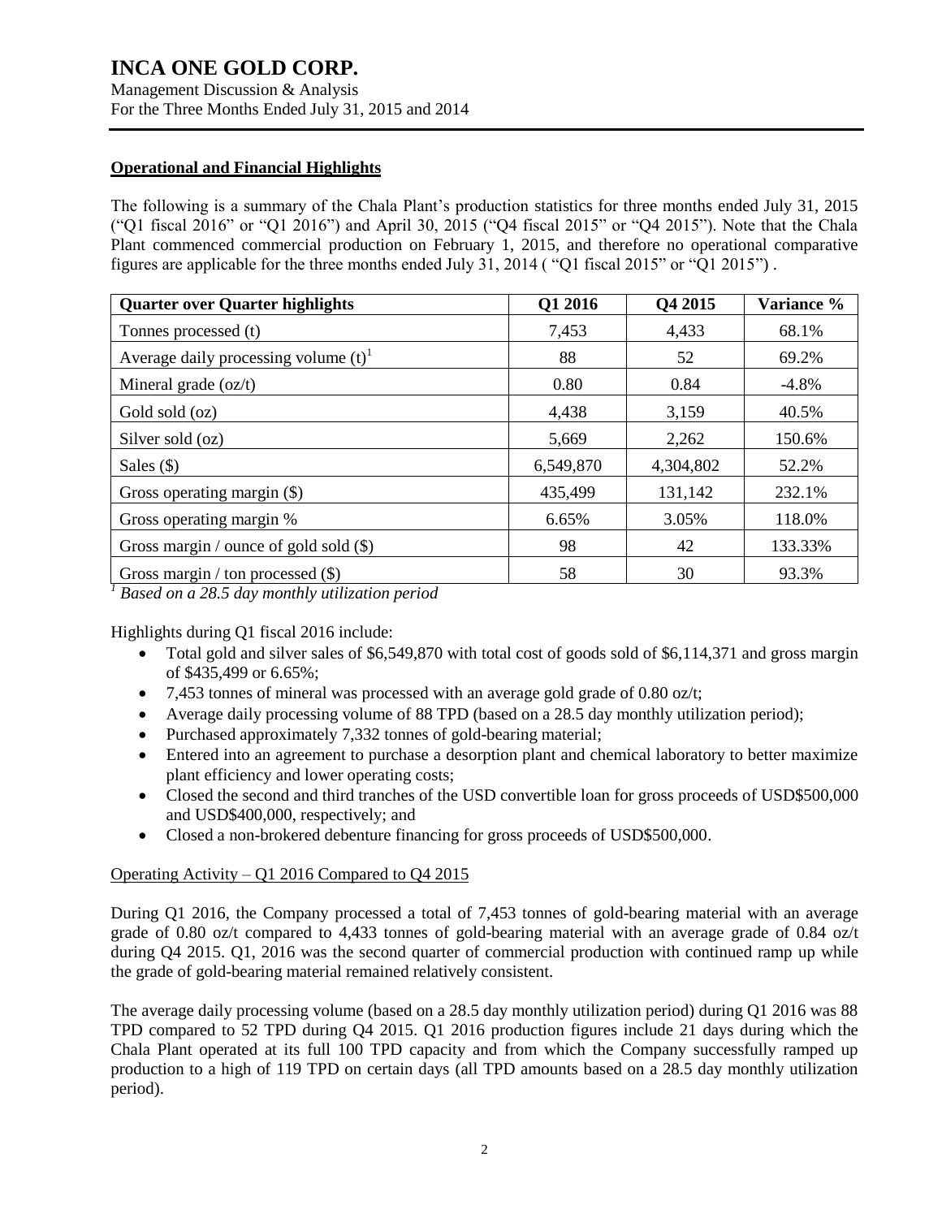## Operational and Financial Highlights

The following is a summary of the Chala Plant's production statistics for three months ended July 31, 2015 ("Q1 fiscal 2016" or "Q1 2016") and April 30, 2015 ("Q4 fiscal 2015" or "Q4 2015"). Note that the Chala Plant commenced commercial production on February 1, 2015, and therefore no operational comparative figures are applicable for the three months ended July 31, 2014 ( "Q1 fiscal 2015" or "Q1 2015") .

| Quarter over Quarter highlights | Q1 2016 | Q4 2015 | Variance % |
|---|---|---|---|
| Tonnes processed (t) | 7,453 | 4,433 | 68.1% |
| Average daily processing volume (t)[1] | 88 | 52 | 69.2% |
| Mineral grade (oz/t) | 0.80 | 0.84 | -4.8% |
| Gold sold (oz) | 4,438 | 3,159 | 40.5% |
| Silver sold (oz) | 5,669 | 2,262 | 150.6% |
| Sales ($) | 6,549,870 | 4,304,802 | 52.2% |
| Gross operating margin ($) | 435,499 | 131,142 | 232.1% |
| Gross operating margin % | 6.65% | 3.05% | 118.0% |
| Gross margin / ounce of gold sold ($) | 98 | 42 | 133.33% |
| Gross margin / ton processed ($) | 58 | 30 | 93.3% |

[1] *Based on a 28.5 day monthly utilization period*

Highlights during Q1 fiscal 2016 include:

- Total gold and silver sales of $6,549,870 with total cost of goods sold of $6,114,371 and gross margin of $435,499 or 6.65%;
- 7,453 tonnes of mineral was processed with an average gold grade of 0.80 oz/t;
- Average daily processing volume of 88 TPD (based on a 28.5 day monthly utilization period);
- Purchased approximately 7,332 tonnes of gold-bearing material;
- Entered into an agreement to purchase a desorption plant and chemical laboratory to better maximize plant efficiency and lower operating costs;
- Closed the second and third tranches of the USD convertible loan for gross proceeds of USD$500,000 and USD$400,000, respectively; and
- Closed a non-brokered debenture financing for gross proceeds of USD$500,000.

Operating Activity – Q1 2016 Compared to Q4 2015

During Q1 2016, the Company processed a total of 7,453 tonnes of gold-bearing material with an average grade of 0.80 oz/t compared to 4,433 tonnes of gold-bearing material with an average grade of 0.84 oz/t during Q4 2015. Q1, 2016 was the second quarter of commercial production with continued ramp up while the grade of gold-bearing material remained relatively consistent.

The average daily processing volume (based on a 28.5 day monthly utilization period) during Q1 2016 was 88 TPD compared to 52 TPD during Q4 2015. Q1 2016 production figures include 21 days during which the Chala Plant operated at its full 100 TPD capacity and from which the Company successfully ramped up production to a high of 119 TPD on certain days (all TPD amounts based on a 28.5 day monthly utilization period).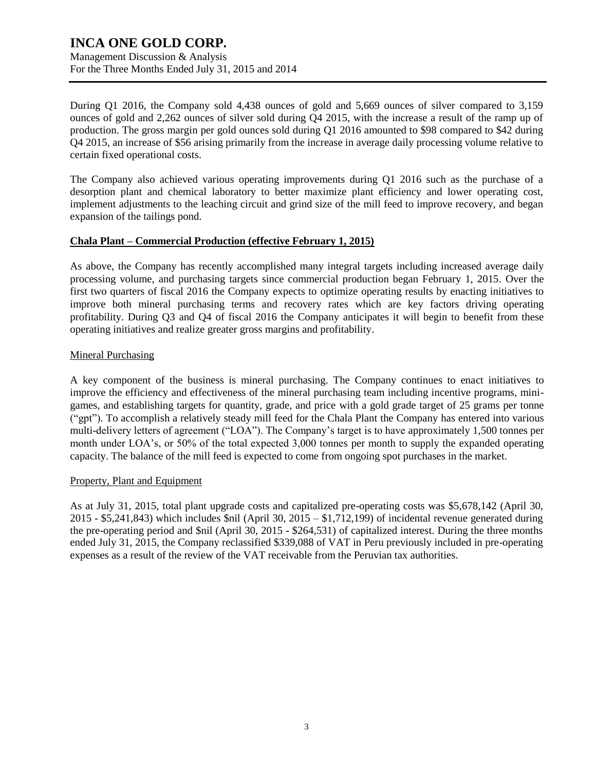During Q1 2016, the Company sold 4,438 ounces of gold and 5,669 ounces of silver compared to 3,159 ounces of gold and 2,262 ounces of silver sold during Q4 2015, with the increase a result of the ramp up of production. The gross margin per gold ounces sold during Q1 2016 amounted to $98 compared to $42 during Q4 2015, an increase of $56 arising primarily from the increase in average daily processing volume relative to certain fixed operational costs.

The Company also achieved various operating improvements during Q1 2016 such as the purchase of a desorption plant and chemical laboratory to better maximize plant efficiency and lower operating cost, implement adjustments to the leaching circuit and grind size of the mill feed to improve recovery, and began expansion of the tailings pond.

## Chala Plant – Commercial Production (effective February 1, 2015)

As above, the Company has recently accomplished many integral targets including increased average daily processing volume, and purchasing targets since commercial production began February 1, 2015. Over the first two quarters of fiscal 2016 the Company expects to optimize operating results by enacting initiatives to improve both mineral purchasing terms and recovery rates which are key factors driving operating profitability. During Q3 and Q4 of fiscal 2016 the Company anticipates it will begin to benefit from these operating initiatives and realize greater gross margins and profitability.

### Mineral Purchasing

A key component of the business is mineral purchasing. The Company continues to enact initiatives to improve the efficiency and effectiveness of the mineral purchasing team including incentive programs, mini-games, and establishing targets for quantity, grade, and price with a gold grade target of 25 grams per tonne ("gpt"). To accomplish a relatively steady mill feed for the Chala Plant the Company has entered into various multi-delivery letters of agreement ("LOA"). The Company's target is to have approximately 1,500 tonnes per month under LOA's, or 50% of the total expected 3,000 tonnes per month to supply the expanded operating capacity. The balance of the mill feed is expected to come from ongoing spot purchases in the market.

### Property, Plant and Equipment

As at July 31, 2015, total plant upgrade costs and capitalized pre-operating costs was $5,678,142 (April 30, 2015 - $5,241,843) which includes $nil (April 30, 2015 – $1,712,199) of incidental revenue generated during the pre-operating period and $nil (April 30, 2015 - $264,531) of capitalized interest. During the three months ended July 31, 2015, the Company reclassified $339,088 of VAT in Peru previously included in pre-operating expenses as a result of the review of the VAT receivable from the Peruvian tax authorities.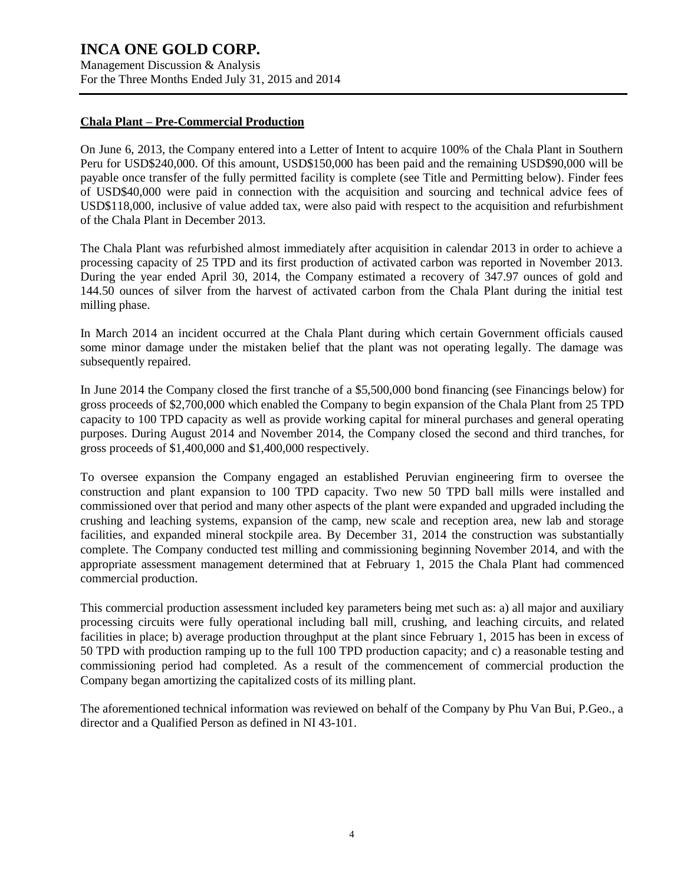## Chala Plant – Pre-Commercial Production

On June 6, 2013, the Company entered into a Letter of Intent to acquire 100% of the Chala Plant in Southern Peru for USD$240,000. Of this amount, USD$150,000 has been paid and the remaining USD$90,000 will be payable once transfer of the fully permitted facility is complete (see Title and Permitting below). Finder fees of USD$40,000 were paid in connection with the acquisition and sourcing and technical advice fees of USD$118,000, inclusive of value added tax, were also paid with respect to the acquisition and refurbishment of the Chala Plant in December 2013.

The Chala Plant was refurbished almost immediately after acquisition in calendar 2013 in order to achieve a processing capacity of 25 TPD and its first production of activated carbon was reported in November 2013. During the year ended April 30, 2014, the Company estimated a recovery of 347.97 ounces of gold and 144.50 ounces of silver from the harvest of activated carbon from the Chala Plant during the initial test milling phase.

In March 2014 an incident occurred at the Chala Plant during which certain Government officials caused some minor damage under the mistaken belief that the plant was not operating legally. The damage was subsequently repaired.

In June 2014 the Company closed the first tranche of a $5,500,000 bond financing (see Financings below) for gross proceeds of $2,700,000 which enabled the Company to begin expansion of the Chala Plant from 25 TPD capacity to 100 TPD capacity as well as provide working capital for mineral purchases and general operating purposes. During August 2014 and November 2014, the Company closed the second and third tranches, for gross proceeds of $1,400,000 and $1,400,000 respectively.

To oversee expansion the Company engaged an established Peruvian engineering firm to oversee the construction and plant expansion to 100 TPD capacity. Two new 50 TPD ball mills were installed and commissioned over that period and many other aspects of the plant were expanded and upgraded including the crushing and leaching systems, expansion of the camp, new scale and reception area, new lab and storage facilities, and expanded mineral stockpile area. By December 31, 2014 the construction was substantially complete. The Company conducted test milling and commissioning beginning November 2014, and with the appropriate assessment management determined that at February 1, 2015 the Chala Plant had commenced commercial production.

This commercial production assessment included key parameters being met such as: a) all major and auxiliary processing circuits were fully operational including ball mill, crushing, and leaching circuits, and related facilities in place; b) average production throughput at the plant since February 1, 2015 has been in excess of 50 TPD with production ramping up to the full 100 TPD production capacity; and c) a reasonable testing and commissioning period had completed. As a result of the commencement of commercial production the Company began amortizing the capitalized costs of its milling plant.

The aforementioned technical information was reviewed on behalf of the Company by Phu Van Bui, P.Geo., a director and a Qualified Person as defined in NI 43-101.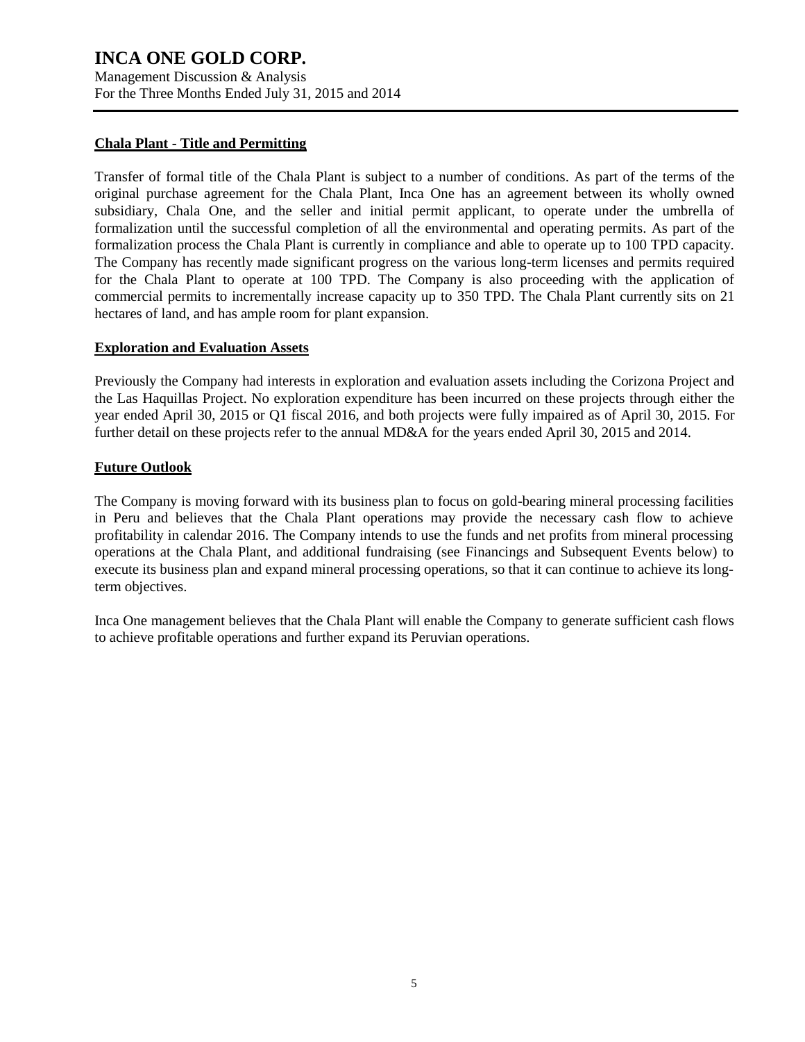## Chala Plant - Title and Permitting

Transfer of formal title of the Chala Plant is subject to a number of conditions. As part of the terms of the original purchase agreement for the Chala Plant, Inca One has an agreement between its wholly owned subsidiary, Chala One, and the seller and initial permit applicant, to operate under the umbrella of formalization until the successful completion of all the environmental and operating permits. As part of the formalization process the Chala Plant is currently in compliance and able to operate up to 100 TPD capacity. The Company has recently made significant progress on the various long-term licenses and permits required for the Chala Plant to operate at 100 TPD. The Company is also proceeding with the application of commercial permits to incrementally increase capacity up to 350 TPD. The Chala Plant currently sits on 21 hectares of land, and has ample room for plant expansion.

## Exploration and Evaluation Assets

Previously the Company had interests in exploration and evaluation assets including the Corizona Project and the Las Haquillas Project. No exploration expenditure has been incurred on these projects through either the year ended April 30, 2015 or Q1 fiscal 2016, and both projects were fully impaired as of April 30, 2015. For further detail on these projects refer to the annual MD&A for the years ended April 30, 2015 and 2014.

## Future Outlook

The Company is moving forward with its business plan to focus on gold-bearing mineral processing facilities in Peru and believes that the Chala Plant operations may provide the necessary cash flow to achieve profitability in calendar 2016. The Company intends to use the funds and net profits from mineral processing operations at the Chala Plant, and additional fundraising (see Financings and Subsequent Events below) to execute its business plan and expand mineral processing operations, so that it can continue to achieve its long-term objectives.

Inca One management believes that the Chala Plant will enable the Company to generate sufficient cash flows to achieve profitable operations and further expand its Peruvian operations.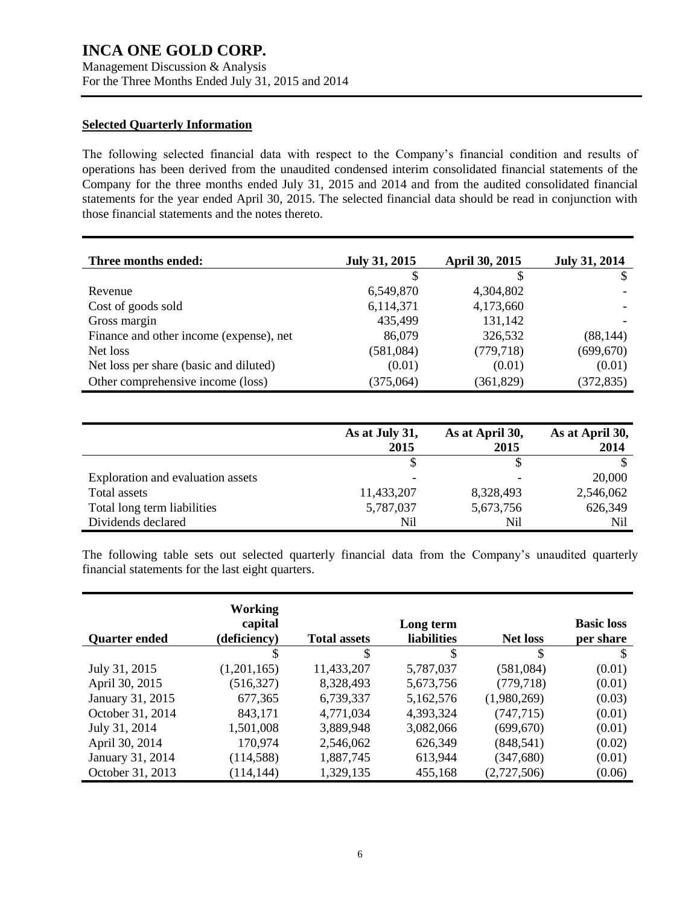## Selected Quarterly Information

The following selected financial data with respect to the Company's financial condition and results of operations has been derived from the unaudited condensed interim consolidated financial statements of the Company for the three months ended July 31, 2015 and 2014 and from the audited consolidated financial statements for the year ended April 30, 2015. The selected financial data should be read in conjunction with those financial statements and the notes thereto.

| Three months ended: | July 31, 2015 | April 30, 2015 | July 31, 2014 |
|---|---|---|---|
| | $ | $ | $ |
| Revenue | 6,549,870 | 4,304,802 | - |
| Cost of goods sold | 6,114,371 | 4,173,660 | - |
| Gross margin | 435,499 | 131,142 | - |
| Finance and other income (expense), net | 86,079 | 326,532 | (88,144) |
| Net loss | (581,084) | (779,718) | (699,670) |
| Net loss per share (basic and diluted) | (0.01) | (0.01) | (0.01) |
| Other comprehensive income (loss) | (375,064) | (361,829) | (372,835) |

| | As at July 31, 2015 | As at April 30, 2015 | As at April 30, 2014 |
|---|---|---|---|
| | $ | $ | $ |
| Exploration and evaluation assets | - | - | 20,000 |
| Total assets | 11,433,207 | 8,328,493 | 2,546,062 |
| Total long term liabilities | 5,787,037 | 5,673,756 | 626,349 |
| Dividends declared | Nil | Nil | Nil |

The following table sets out selected quarterly financial data from the Company's unaudited quarterly financial statements for the last eight quarters.

| Quarter ended | Working capital (deficiency) | Total assets | Long term liabilities | Net loss | Basic loss per share |
|---|---|---|---|---|---|
| | $ | $ | $ | $ | $ |
| July 31, 2015 | (1,201,165) | 11,433,207 | 5,787,037 | (581,084) | (0.01) |
| April 30, 2015 | (516,327) | 8,328,493 | 5,673,756 | (779,718) | (0.01) |
| January 31, 2015 | 677,365 | 6,739,337 | 5,162,576 | (1,980,269) | (0.03) |
| October 31, 2014 | 843,171 | 4,771,034 | 4,393,324 | (747,715) | (0.01) |
| July 31, 2014 | 1,501,008 | 3,889,948 | 3,082,066 | (699,670) | (0.01) |
| April 30, 2014 | 170,974 | 2,546,062 | 626,349 | (848,541) | (0.02) |
| January 31, 2014 | (114,588) | 1,887,745 | 613,944 | (347,680) | (0.01) |
| October 31, 2013 | (114,144) | 1,329,135 | 455,168 | (2,727,506) | (0.06) |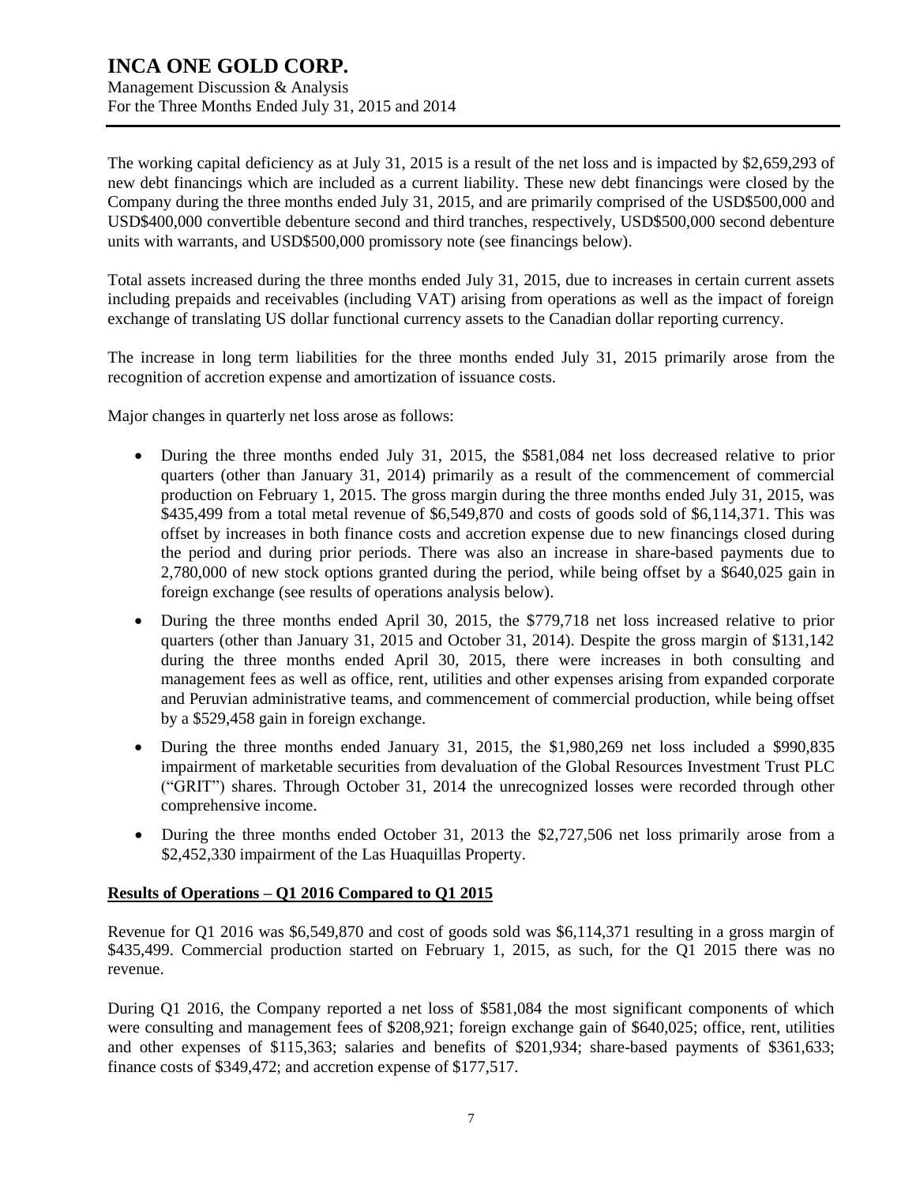The working capital deficiency as at July 31, 2015 is a result of the net loss and is impacted by $2,659,293 of new debt financings which are included as a current liability. These new debt financings were closed by the Company during the three months ended July 31, 2015, and are primarily comprised of the USD$500,000 and USD$400,000 convertible debenture second and third tranches, respectively, USD$500,000 second debenture units with warrants, and USD$500,000 promissory note (see financings below).

Total assets increased during the three months ended July 31, 2015, due to increases in certain current assets including prepaids and receivables (including VAT) arising from operations as well as the impact of foreign exchange of translating US dollar functional currency assets to the Canadian dollar reporting currency.

The increase in long term liabilities for the three months ended July 31, 2015 primarily arose from the recognition of accretion expense and amortization of issuance costs.

Major changes in quarterly net loss arose as follows:

- During the three months ended July 31, 2015, the $581,084 net loss decreased relative to prior quarters (other than January 31, 2014) primarily as a result of the commencement of commercial production on February 1, 2015. The gross margin during the three months ended July 31, 2015, was $435,499 from a total metal revenue of $6,549,870 and costs of goods sold of $6,114,371. This was offset by increases in both finance costs and accretion expense due to new financings closed during the period and during prior periods. There was also an increase in share-based payments due to 2,780,000 of new stock options granted during the period, while being offset by a $640,025 gain in foreign exchange (see results of operations analysis below).
- During the three months ended April 30, 2015, the $779,718 net loss increased relative to prior quarters (other than January 31, 2015 and October 31, 2014). Despite the gross margin of $131,142 during the three months ended April 30, 2015, there were increases in both consulting and management fees as well as office, rent, utilities and other expenses arising from expanded corporate and Peruvian administrative teams, and commencement of commercial production, while being offset by a $529,458 gain in foreign exchange.
- During the three months ended January 31, 2015, the $1,980,269 net loss included a $990,835 impairment of marketable securities from devaluation of the Global Resources Investment Trust PLC ("GRIT") shares. Through October 31, 2014 the unrecognized losses were recorded through other comprehensive income.
- During the three months ended October 31, 2013 the $2,727,506 net loss primarily arose from a $2,452,330 impairment of the Las Huaquillas Property.

## Results of Operations – Q1 2016 Compared to Q1 2015

Revenue for Q1 2016 was $6,549,870 and cost of goods sold was $6,114,371 resulting in a gross margin of $435,499. Commercial production started on February 1, 2015, as such, for the Q1 2015 there was no revenue.

During Q1 2016, the Company reported a net loss of $581,084 the most significant components of which were consulting and management fees of $208,921; foreign exchange gain of $640,025; office, rent, utilities and other expenses of $115,363; salaries and benefits of $201,934; share-based payments of $361,633; finance costs of $349,472; and accretion expense of $177,517.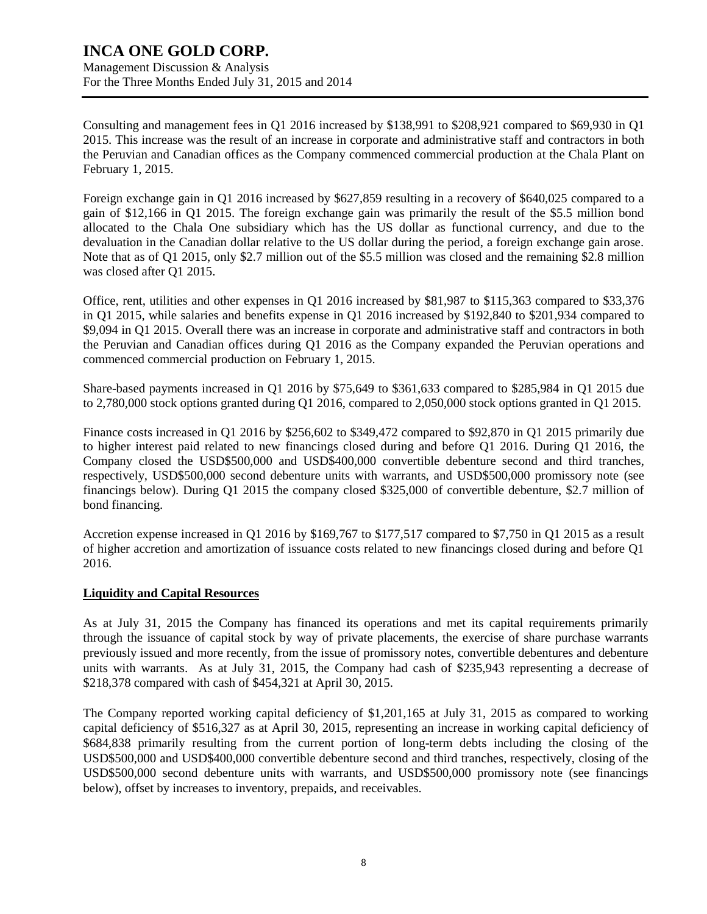Consulting and management fees in Q1 2016 increased by $138,991 to $208,921 compared to $69,930 in Q1 2015. This increase was the result of an increase in corporate and administrative staff and contractors in both the Peruvian and Canadian offices as the Company commenced commercial production at the Chala Plant on February 1, 2015.

Foreign exchange gain in Q1 2016 increased by $627,859 resulting in a recovery of $640,025 compared to a gain of $12,166 in Q1 2015. The foreign exchange gain was primarily the result of the $5.5 million bond allocated to the Chala One subsidiary which has the US dollar as functional currency, and due to the devaluation in the Canadian dollar relative to the US dollar during the period, a foreign exchange gain arose. Note that as of Q1 2015, only $2.7 million out of the $5.5 million was closed and the remaining $2.8 million was closed after Q1 2015.

Office, rent, utilities and other expenses in Q1 2016 increased by $81,987 to $115,363 compared to $33,376 in Q1 2015, while salaries and benefits expense in Q1 2016 increased by $192,840 to $201,934 compared to $9,094 in Q1 2015. Overall there was an increase in corporate and administrative staff and contractors in both the Peruvian and Canadian offices during Q1 2016 as the Company expanded the Peruvian operations and commenced commercial production on February 1, 2015.

Share-based payments increased in Q1 2016 by $75,649 to $361,633 compared to $285,984 in Q1 2015 due to 2,780,000 stock options granted during Q1 2016, compared to 2,050,000 stock options granted in Q1 2015.

Finance costs increased in Q1 2016 by $256,602 to $349,472 compared to $92,870 in Q1 2015 primarily due to higher interest paid related to new financings closed during and before Q1 2016. During Q1 2016, the Company closed the USD$500,000 and USD$400,000 convertible debenture second and third tranches, respectively, USD$500,000 second debenture units with warrants, and USD$500,000 promissory note (see financings below). During Q1 2015 the company closed $325,000 of convertible debenture, $2.7 million of bond financing.

Accretion expense increased in Q1 2016 by $169,767 to $177,517 compared to $7,750 in Q1 2015 as a result of higher accretion and amortization of issuance costs related to new financings closed during and before Q1 2016.

## Liquidity and Capital Resources

As at July 31, 2015 the Company has financed its operations and met its capital requirements primarily through the issuance of capital stock by way of private placements, the exercise of share purchase warrants previously issued and more recently, from the issue of promissory notes, convertible debentures and debenture units with warrants. As at July 31, 2015, the Company had cash of $235,943 representing a decrease of $218,378 compared with cash of $454,321 at April 30, 2015.

The Company reported working capital deficiency of $1,201,165 at July 31, 2015 as compared to working capital deficiency of $516,327 as at April 30, 2015, representing an increase in working capital deficiency of $684,838 primarily resulting from the current portion of long-term debts including the closing of the USD$500,000 and USD$400,000 convertible debenture second and third tranches, respectively, closing of the USD$500,000 second debenture units with warrants, and USD$500,000 promissory note (see financings below), offset by increases to inventory, prepaids, and receivables.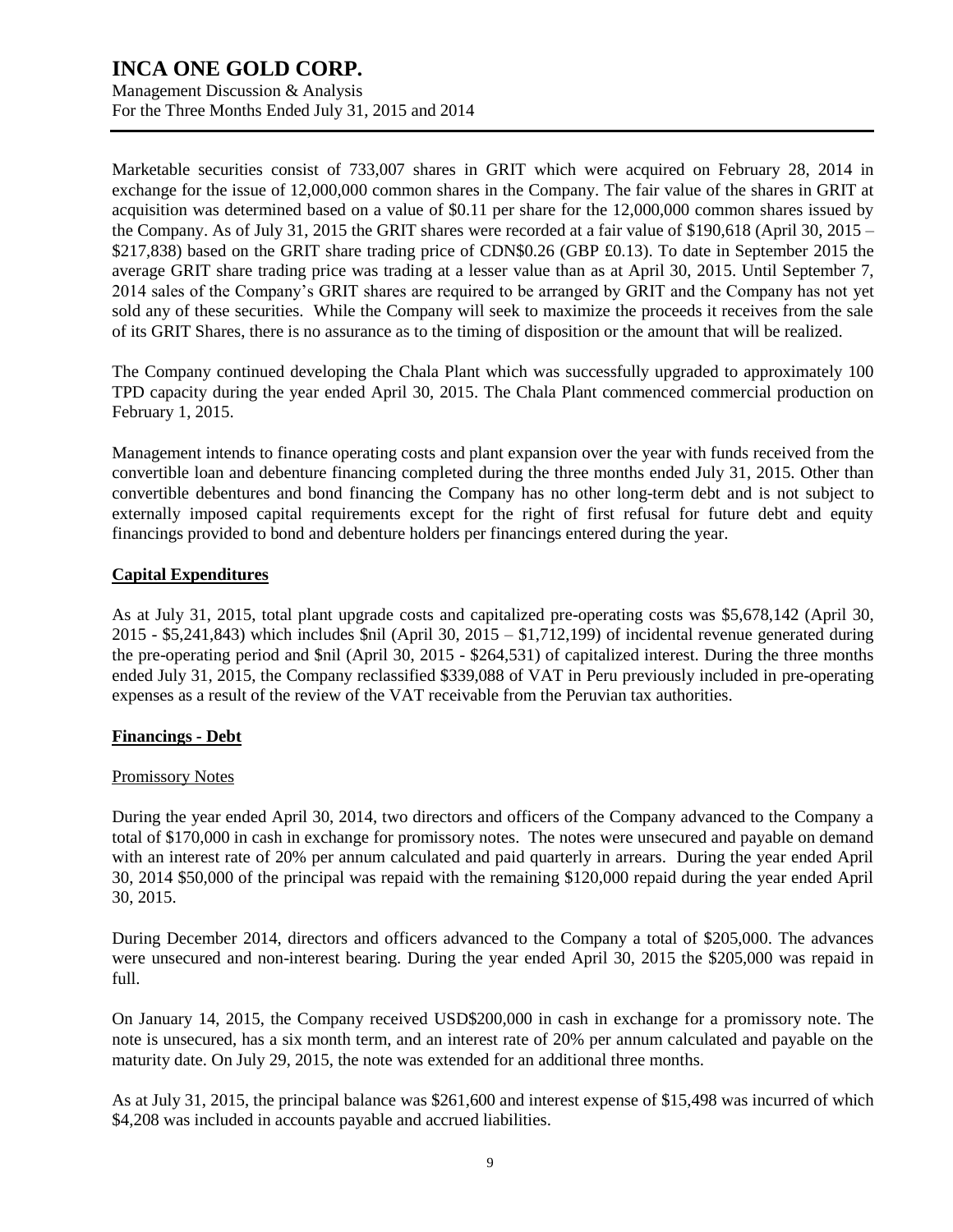Marketable securities consist of 733,007 shares in GRIT which were acquired on February 28, 2014 in exchange for the issue of 12,000,000 common shares in the Company. The fair value of the shares in GRIT at acquisition was determined based on a value of $0.11 per share for the 12,000,000 common shares issued by the Company. As of July 31, 2015 the GRIT shares were recorded at a fair value of $190,618 (April 30, 2015 – $217,838) based on the GRIT share trading price of CDN$0.26 (GBP £0.13). To date in September 2015 the average GRIT share trading price was trading at a lesser value than as at April 30, 2015. Until September 7, 2014 sales of the Company's GRIT shares are required to be arranged by GRIT and the Company has not yet sold any of these securities. While the Company will seek to maximize the proceeds it receives from the sale of its GRIT Shares, there is no assurance as to the timing of disposition or the amount that will be realized.

The Company continued developing the Chala Plant which was successfully upgraded to approximately 100 TPD capacity during the year ended April 30, 2015. The Chala Plant commenced commercial production on February 1, 2015.

Management intends to finance operating costs and plant expansion over the year with funds received from the convertible loan and debenture financing completed during the three months ended July 31, 2015. Other than convertible debentures and bond financing the Company has no other long-term debt and is not subject to externally imposed capital requirements except for the right of first refusal for future debt and equity financings provided to bond and debenture holders per financings entered during the year.

## Capital Expenditures

As at July 31, 2015, total plant upgrade costs and capitalized pre-operating costs was $5,678,142 (April 30, 2015 - $5,241,843) which includes $nil (April 30, 2015 – $1,712,199) of incidental revenue generated during the pre-operating period and $nil (April 30, 2015 - $264,531) of capitalized interest. During the three months ended July 31, 2015, the Company reclassified $339,088 of VAT in Peru previously included in pre-operating expenses as a result of the review of the VAT receivable from the Peruvian tax authorities.

## Financings - Debt

### Promissory Notes

During the year ended April 30, 2014, two directors and officers of the Company advanced to the Company a total of $170,000 in cash in exchange for promissory notes. The notes were unsecured and payable on demand with an interest rate of 20% per annum calculated and paid quarterly in arrears. During the year ended April 30, 2014 $50,000 of the principal was repaid with the remaining $120,000 repaid during the year ended April 30, 2015.

During December 2014, directors and officers advanced to the Company a total of $205,000. The advances were unsecured and non-interest bearing. During the year ended April 30, 2015 the $205,000 was repaid in full.

On January 14, 2015, the Company received USD$200,000 in cash in exchange for a promissory note. The note is unsecured, has a six month term, and an interest rate of 20% per annum calculated and payable on the maturity date. On July 29, 2015, the note was extended for an additional three months.

As at July 31, 2015, the principal balance was $261,600 and interest expense of $15,498 was incurred of which $4,208 was included in accounts payable and accrued liabilities.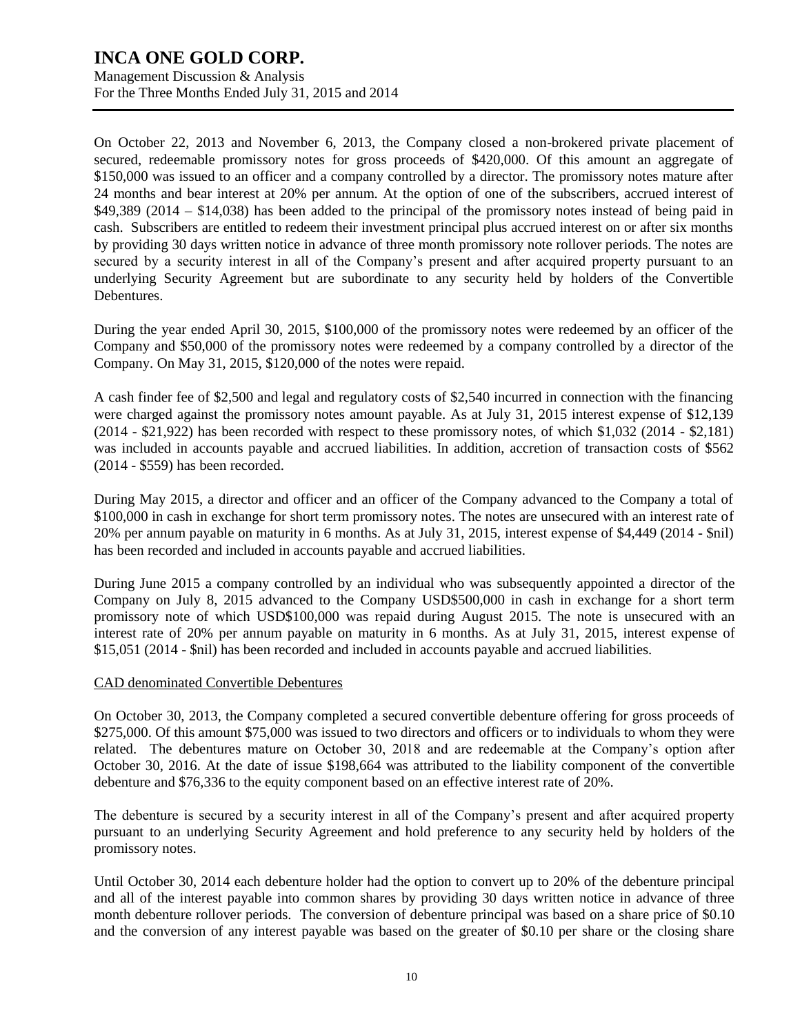On October 22, 2013 and November 6, 2013, the Company closed a non-brokered private placement of secured, redeemable promissory notes for gross proceeds of $420,000. Of this amount an aggregate of $150,000 was issued to an officer and a company controlled by a director. The promissory notes mature after 24 months and bear interest at 20% per annum. At the option of one of the subscribers, accrued interest of $49,389 (2014 – $14,038) has been added to the principal of the promissory notes instead of being paid in cash. Subscribers are entitled to redeem their investment principal plus accrued interest on or after six months by providing 30 days written notice in advance of three month promissory note rollover periods. The notes are secured by a security interest in all of the Company's present and after acquired property pursuant to an underlying Security Agreement but are subordinate to any security held by holders of the Convertible Debentures.

During the year ended April 30, 2015, $100,000 of the promissory notes were redeemed by an officer of the Company and $50,000 of the promissory notes were redeemed by a company controlled by a director of the Company. On May 31, 2015, $120,000 of the notes were repaid.

A cash finder fee of $2,500 and legal and regulatory costs of $2,540 incurred in connection with the financing were charged against the promissory notes amount payable. As at July 31, 2015 interest expense of $12,139 (2014 - $21,922) has been recorded with respect to these promissory notes, of which $1,032 (2014 - $2,181) was included in accounts payable and accrued liabilities. In addition, accretion of transaction costs of $562 (2014 - $559) has been recorded.

During May 2015, a director and officer and an officer of the Company advanced to the Company a total of $100,000 in cash in exchange for short term promissory notes. The notes are unsecured with an interest rate of 20% per annum payable on maturity in 6 months. As at July 31, 2015, interest expense of $4,449 (2014 - $nil) has been recorded and included in accounts payable and accrued liabilities.

During June 2015 a company controlled by an individual who was subsequently appointed a director of the Company on July 8, 2015 advanced to the Company USD$500,000 in cash in exchange for a short term promissory note of which USD$100,000 was repaid during August 2015. The note is unsecured with an interest rate of 20% per annum payable on maturity in 6 months. As at July 31, 2015, interest expense of $15,051 (2014 - $nil) has been recorded and included in accounts payable and accrued liabilities.

CAD denominated Convertible Debentures

On October 30, 2013, the Company completed a secured convertible debenture offering for gross proceeds of $275,000. Of this amount $75,000 was issued to two directors and officers or to individuals to whom they were related. The debentures mature on October 30, 2018 and are redeemable at the Company's option after October 30, 2016. At the date of issue $198,664 was attributed to the liability component of the convertible debenture and $76,336 to the equity component based on an effective interest rate of 20%.

The debenture is secured by a security interest in all of the Company's present and after acquired property pursuant to an underlying Security Agreement and hold preference to any security held by holders of the promissory notes.

Until October 30, 2014 each debenture holder had the option to convert up to 20% of the debenture principal and all of the interest payable into common shares by providing 30 days written notice in advance of three month debenture rollover periods. The conversion of debenture principal was based on a share price of $0.10 and the conversion of any interest payable was based on the greater of $0.10 per share or the closing share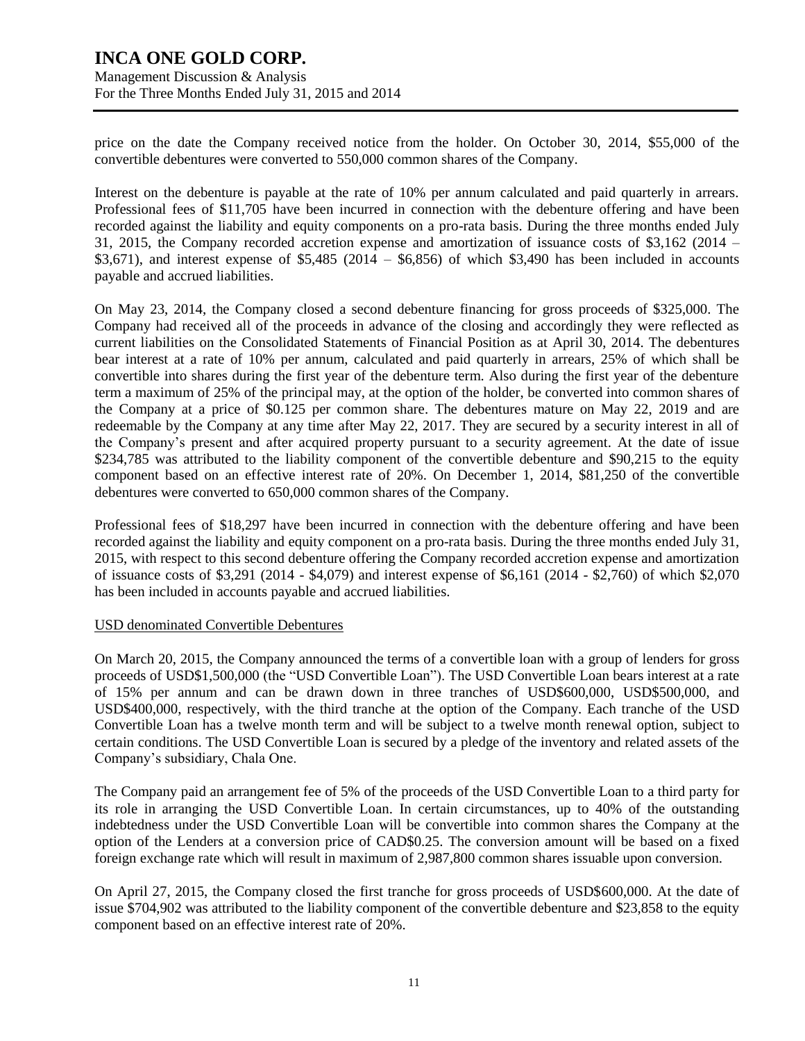price on the date the Company received notice from the holder. On October 30, 2014, $55,000 of the convertible debentures were converted to 550,000 common shares of the Company.

Interest on the debenture is payable at the rate of 10% per annum calculated and paid quarterly in arrears. Professional fees of $11,705 have been incurred in connection with the debenture offering and have been recorded against the liability and equity components on a pro-rata basis. During the three months ended July 31, 2015, the Company recorded accretion expense and amortization of issuance costs of $3,162 (2014 – $3,671), and interest expense of $5,485 (2014 – $6,856) of which $3,490 has been included in accounts payable and accrued liabilities.

On May 23, 2014, the Company closed a second debenture financing for gross proceeds of $325,000. The Company had received all of the proceeds in advance of the closing and accordingly they were reflected as current liabilities on the Consolidated Statements of Financial Position as at April 30, 2014. The debentures bear interest at a rate of 10% per annum, calculated and paid quarterly in arrears, 25% of which shall be convertible into shares during the first year of the debenture term. Also during the first year of the debenture term a maximum of 25% of the principal may, at the option of the holder, be converted into common shares of the Company at a price of $0.125 per common share. The debentures mature on May 22, 2019 and are redeemable by the Company at any time after May 22, 2017. They are secured by a security interest in all of the Company's present and after acquired property pursuant to a security agreement. At the date of issue $234,785 was attributed to the liability component of the convertible debenture and $90,215 to the equity component based on an effective interest rate of 20%. On December 1, 2014, $81,250 of the convertible debentures were converted to 650,000 common shares of the Company.

Professional fees of $18,297 have been incurred in connection with the debenture offering and have been recorded against the liability and equity component on a pro-rata basis. During the three months ended July 31, 2015, with respect to this second debenture offering the Company recorded accretion expense and amortization of issuance costs of $3,291 (2014 - $4,079) and interest expense of $6,161 (2014 - $2,760) of which $2,070 has been included in accounts payable and accrued liabilities.

USD denominated Convertible Debentures

On March 20, 2015, the Company announced the terms of a convertible loan with a group of lenders for gross proceeds of USD$1,500,000 (the "USD Convertible Loan"). The USD Convertible Loan bears interest at a rate of 15% per annum and can be drawn down in three tranches of USD$600,000, USD$500,000, and USD$400,000, respectively, with the third tranche at the option of the Company. Each tranche of the USD Convertible Loan has a twelve month term and will be subject to a twelve month renewal option, subject to certain conditions. The USD Convertible Loan is secured by a pledge of the inventory and related assets of the Company's subsidiary, Chala One.

The Company paid an arrangement fee of 5% of the proceeds of the USD Convertible Loan to a third party for its role in arranging the USD Convertible Loan. In certain circumstances, up to 40% of the outstanding indebtedness under the USD Convertible Loan will be convertible into common shares the Company at the option of the Lenders at a conversion price of CAD$0.25. The conversion amount will be based on a fixed foreign exchange rate which will result in maximum of 2,987,800 common shares issuable upon conversion.

On April 27, 2015, the Company closed the first tranche for gross proceeds of USD$600,000. At the date of issue $704,902 was attributed to the liability component of the convertible debenture and $23,858 to the equity component based on an effective interest rate of 20%.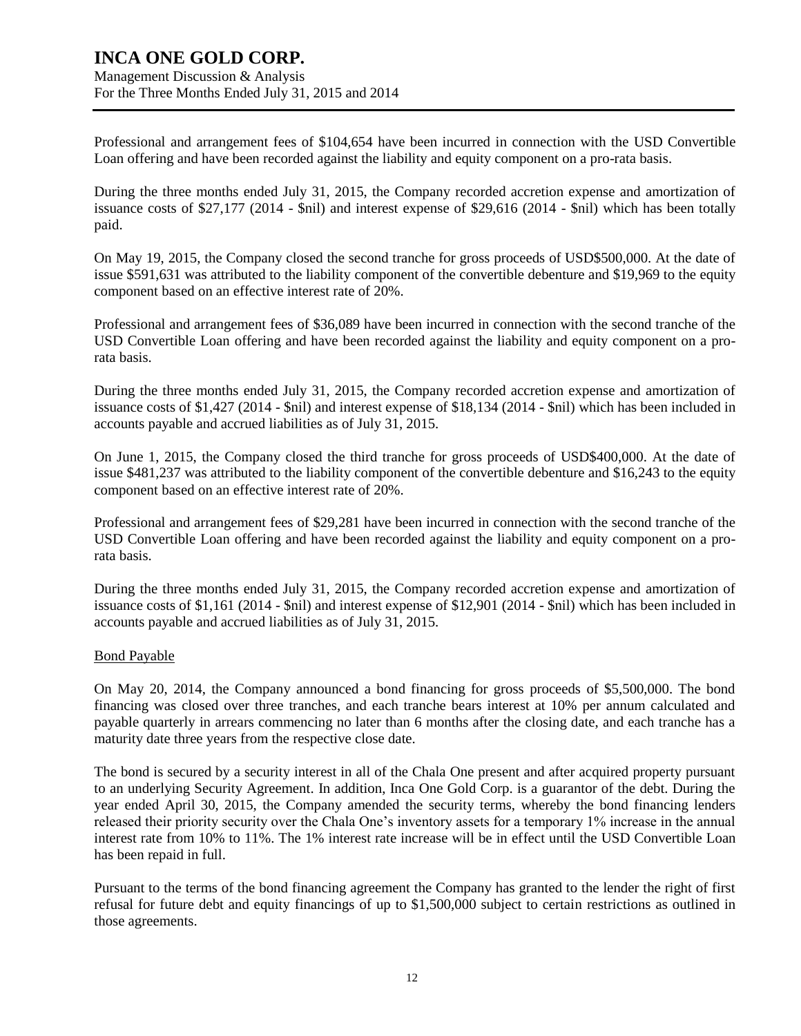Professional and arrangement fees of $104,654 have been incurred in connection with the USD Convertible Loan offering and have been recorded against the liability and equity component on a pro-rata basis.

During the three months ended July 31, 2015, the Company recorded accretion expense and amortization of issuance costs of $27,177 (2014 - $nil) and interest expense of $29,616 (2014 - $nil) which has been totally paid.

On May 19, 2015, the Company closed the second tranche for gross proceeds of USD$500,000. At the date of issue $591,631 was attributed to the liability component of the convertible debenture and $19,969 to the equity component based on an effective interest rate of 20%.

Professional and arrangement fees of $36,089 have been incurred in connection with the second tranche of the USD Convertible Loan offering and have been recorded against the liability and equity component on a pro-rata basis.

During the three months ended July 31, 2015, the Company recorded accretion expense and amortization of issuance costs of $1,427 (2014 - $nil) and interest expense of $18,134 (2014 - $nil) which has been included in accounts payable and accrued liabilities as of July 31, 2015.

On June 1, 2015, the Company closed the third tranche for gross proceeds of USD$400,000. At the date of issue $481,237 was attributed to the liability component of the convertible debenture and $16,243 to the equity component based on an effective interest rate of 20%.

Professional and arrangement fees of $29,281 have been incurred in connection with the second tranche of the USD Convertible Loan offering and have been recorded against the liability and equity component on a pro-rata basis.

During the three months ended July 31, 2015, the Company recorded accretion expense and amortization of issuance costs of $1,161 (2014 - $nil) and interest expense of $12,901 (2014 - $nil) which has been included in accounts payable and accrued liabilities as of July 31, 2015.

Bond Payable

On May 20, 2014, the Company announced a bond financing for gross proceeds of $5,500,000. The bond financing was closed over three tranches, and each tranche bears interest at 10% per annum calculated and payable quarterly in arrears commencing no later than 6 months after the closing date, and each tranche has a maturity date three years from the respective close date.

The bond is secured by a security interest in all of the Chala One present and after acquired property pursuant to an underlying Security Agreement. In addition, Inca One Gold Corp. is a guarantor of the debt. During the year ended April 30, 2015, the Company amended the security terms, whereby the bond financing lenders released their priority security over the Chala One's inventory assets for a temporary 1% increase in the annual interest rate from 10% to 11%. The 1% interest rate increase will be in effect until the USD Convertible Loan has been repaid in full.

Pursuant to the terms of the bond financing agreement the Company has granted to the lender the right of first refusal for future debt and equity financings of up to $1,500,000 subject to certain restrictions as outlined in those agreements.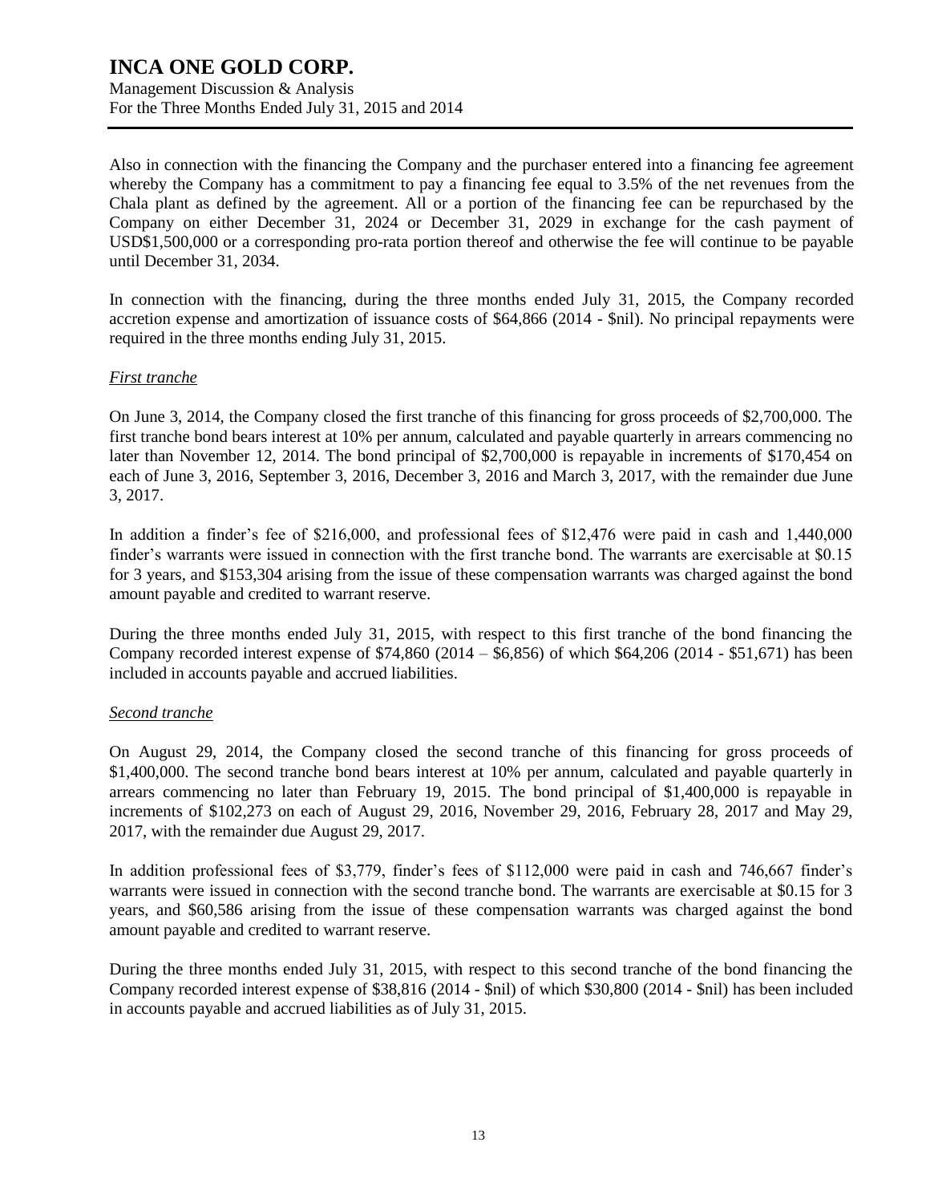Also in connection with the financing the Company and the purchaser entered into a financing fee agreement whereby the Company has a commitment to pay a financing fee equal to 3.5% of the net revenues from the Chala plant as defined by the agreement. All or a portion of the financing fee can be repurchased by the Company on either December 31, 2024 or December 31, 2029 in exchange for the cash payment of USD$1,500,000 or a corresponding pro-rata portion thereof and otherwise the fee will continue to be payable until December 31, 2034.

In connection with the financing, during the three months ended July 31, 2015, the Company recorded accretion expense and amortization of issuance costs of $64,866 (2014 - $nil). No principal repayments were required in the three months ending July 31, 2015.

*First tranche*

On June 3, 2014, the Company closed the first tranche of this financing for gross proceeds of $2,700,000. The first tranche bond bears interest at 10% per annum, calculated and payable quarterly in arrears commencing no later than November 12, 2014. The bond principal of $2,700,000 is repayable in increments of $170,454 on each of June 3, 2016, September 3, 2016, December 3, 2016 and March 3, 2017, with the remainder due June 3, 2017.

In addition a finder's fee of $216,000, and professional fees of $12,476 were paid in cash and 1,440,000 finder's warrants were issued in connection with the first tranche bond. The warrants are exercisable at $0.15 for 3 years, and $153,304 arising from the issue of these compensation warrants was charged against the bond amount payable and credited to warrant reserve.

During the three months ended July 31, 2015, with respect to this first tranche of the bond financing the Company recorded interest expense of $74,860 (2014 – $6,856) of which $64,206 (2014 - $51,671) has been included in accounts payable and accrued liabilities.

*Second tranche*

On August 29, 2014, the Company closed the second tranche of this financing for gross proceeds of $1,400,000. The second tranche bond bears interest at 10% per annum, calculated and payable quarterly in arrears commencing no later than February 19, 2015. The bond principal of $1,400,000 is repayable in increments of $102,273 on each of August 29, 2016, November 29, 2016, February 28, 2017 and May 29, 2017, with the remainder due August 29, 2017.

In addition professional fees of $3,779, finder's fees of $112,000 were paid in cash and 746,667 finder's warrants were issued in connection with the second tranche bond. The warrants are exercisable at $0.15 for 3 years, and $60,586 arising from the issue of these compensation warrants was charged against the bond amount payable and credited to warrant reserve.

During the three months ended July 31, 2015, with respect to this second tranche of the bond financing the Company recorded interest expense of $38,816 (2014 - $nil) of which $30,800 (2014 - $nil) has been included in accounts payable and accrued liabilities as of July 31, 2015.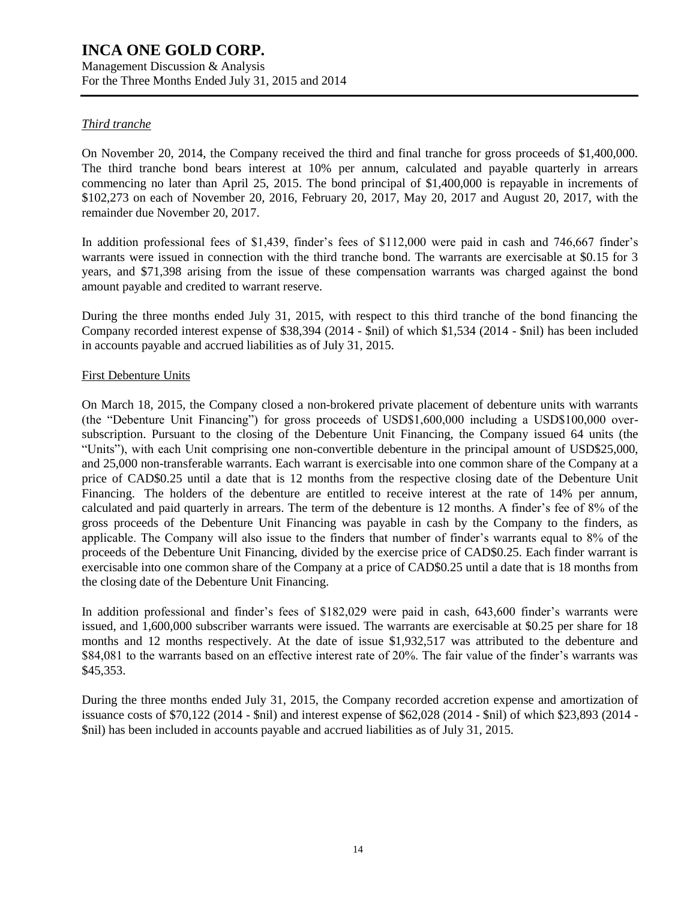*Third tranche*

On November 20, 2014, the Company received the third and final tranche for gross proceeds of $1,400,000. The third tranche bond bears interest at 10% per annum, calculated and payable quarterly in arrears commencing no later than April 25, 2015. The bond principal of $1,400,000 is repayable in increments of $102,273 on each of November 20, 2016, February 20, 2017, May 20, 2017 and August 20, 2017, with the remainder due November 20, 2017.

In addition professional fees of $1,439, finder's fees of $112,000 were paid in cash and 746,667 finder's warrants were issued in connection with the third tranche bond. The warrants are exercisable at $0.15 for 3 years, and $71,398 arising from the issue of these compensation warrants was charged against the bond amount payable and credited to warrant reserve.

During the three months ended July 31, 2015, with respect to this third tranche of the bond financing the Company recorded interest expense of $38,394 (2014 - $nil) of which $1,534 (2014 - $nil) has been included in accounts payable and accrued liabilities as of July 31, 2015.

First Debenture Units

On March 18, 2015, the Company closed a non-brokered private placement of debenture units with warrants (the "Debenture Unit Financing") for gross proceeds of USD$1,600,000 including a USD$100,000 over-subscription. Pursuant to the closing of the Debenture Unit Financing, the Company issued 64 units (the "Units"), with each Unit comprising one non-convertible debenture in the principal amount of USD$25,000, and 25,000 non-transferable warrants. Each warrant is exercisable into one common share of the Company at a price of CAD$0.25 until a date that is 12 months from the respective closing date of the Debenture Unit Financing. The holders of the debenture are entitled to receive interest at the rate of 14% per annum, calculated and paid quarterly in arrears. The term of the debenture is 12 months. A finder's fee of 8% of the gross proceeds of the Debenture Unit Financing was payable in cash by the Company to the finders, as applicable. The Company will also issue to the finders that number of finder's warrants equal to 8% of the proceeds of the Debenture Unit Financing, divided by the exercise price of CAD$0.25. Each finder warrant is exercisable into one common share of the Company at a price of CAD$0.25 until a date that is 18 months from the closing date of the Debenture Unit Financing.

In addition professional and finder's fees of $182,029 were paid in cash, 643,600 finder's warrants were issued, and 1,600,000 subscriber warrants were issued. The warrants are exercisable at $0.25 per share for 18 months and 12 months respectively. At the date of issue $1,932,517 was attributed to the debenture and $84,081 to the warrants based on an effective interest rate of 20%. The fair value of the finder's warrants was $45,353.

During the three months ended July 31, 2015, the Company recorded accretion expense and amortization of issuance costs of $70,122 (2014 - $nil) and interest expense of $62,028 (2014 - $nil) of which $23,893 (2014 - $nil) has been included in accounts payable and accrued liabilities as of July 31, 2015.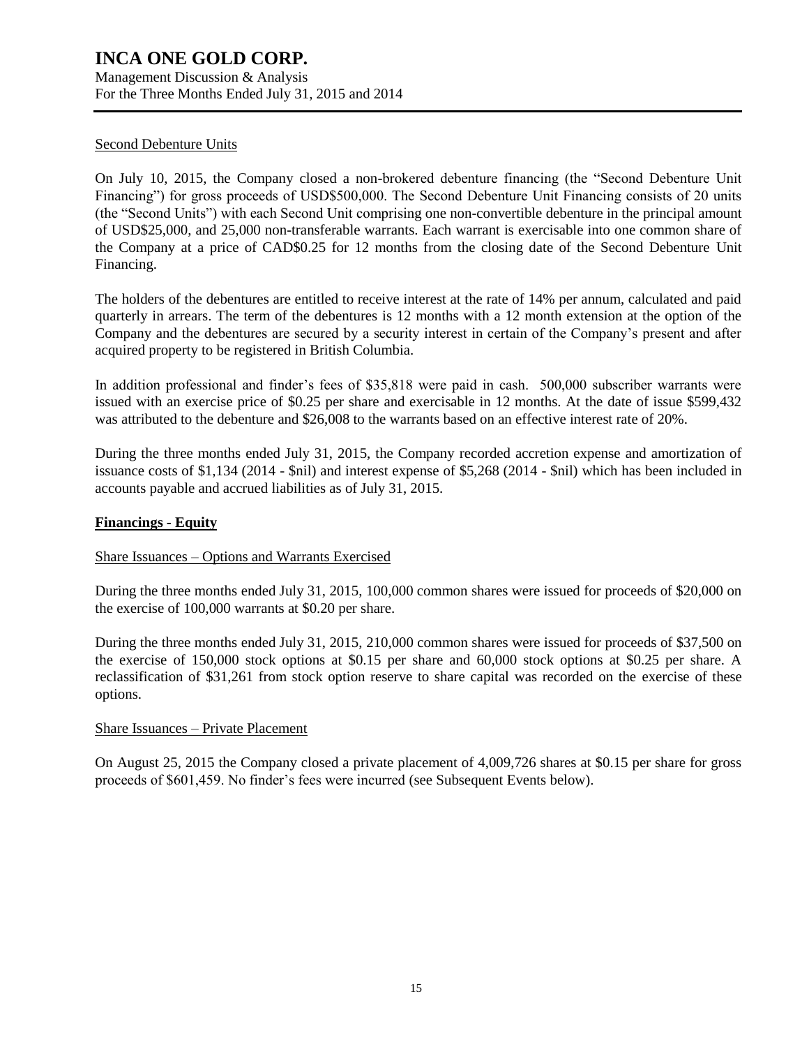### Second Debenture Units

On July 10, 2015, the Company closed a non-brokered debenture financing (the "Second Debenture Unit Financing") for gross proceeds of USD$500,000. The Second Debenture Unit Financing consists of 20 units (the "Second Units") with each Second Unit comprising one non-convertible debenture in the principal amount of USD$25,000, and 25,000 non-transferable warrants. Each warrant is exercisable into one common share of the Company at a price of CAD$0.25 for 12 months from the closing date of the Second Debenture Unit Financing.

The holders of the debentures are entitled to receive interest at the rate of 14% per annum, calculated and paid quarterly in arrears. The term of the debentures is 12 months with a 12 month extension at the option of the Company and the debentures are secured by a security interest in certain of the Company's present and after acquired property to be registered in British Columbia.

In addition professional and finder's fees of $35,818 were paid in cash. 500,000 subscriber warrants were issued with an exercise price of $0.25 per share and exercisable in 12 months. At the date of issue $599,432 was attributed to the debenture and $26,008 to the warrants based on an effective interest rate of 20%.

During the three months ended July 31, 2015, the Company recorded accretion expense and amortization of issuance costs of $1,134 (2014 - $nil) and interest expense of $5,268 (2014 - $nil) which has been included in accounts payable and accrued liabilities as of July 31, 2015.

## Financings - Equity

### Share Issuances – Options and Warrants Exercised

During the three months ended July 31, 2015, 100,000 common shares were issued for proceeds of $20,000 on the exercise of 100,000 warrants at $0.20 per share.

During the three months ended July 31, 2015, 210,000 common shares were issued for proceeds of $37,500 on the exercise of 150,000 stock options at $0.15 per share and 60,000 stock options at $0.25 per share. A reclassification of $31,261 from stock option reserve to share capital was recorded on the exercise of these options.

### Share Issuances – Private Placement

On August 25, 2015 the Company closed a private placement of 4,009,726 shares at $0.15 per share for gross proceeds of $601,459. No finder's fees were incurred (see Subsequent Events below).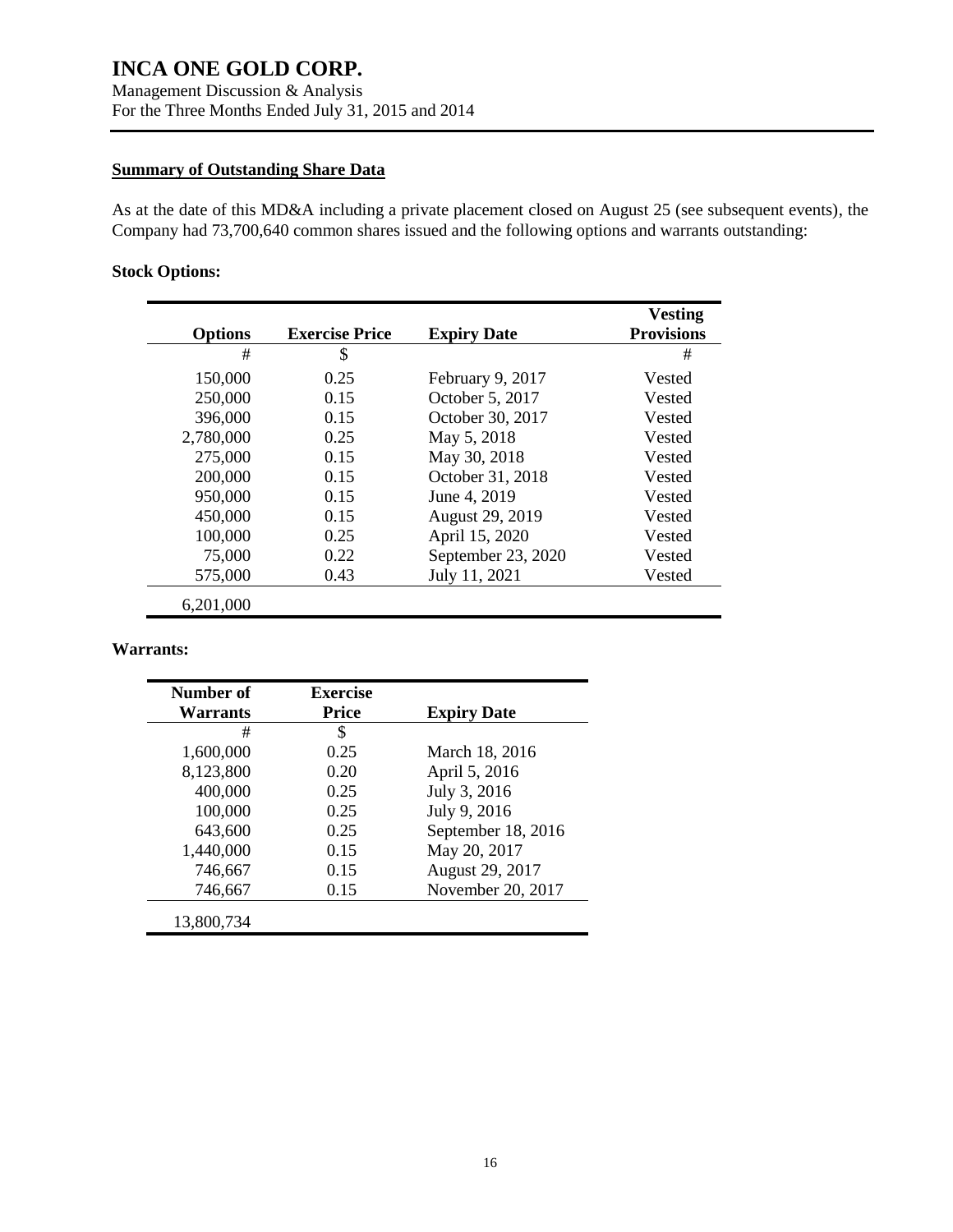**Summary of Outstanding Share Data**

As at the date of this MD&A including a private placement closed on August 25 (see subsequent events), the Company had 73,700,640 common shares issued and the following options and warrants outstanding:

**Stock Options:**

| Options | Exercise Price | Expiry Date | Vesting Provisions |
|---|---|---|---|
| # | $ | | # |
| 150,000 | 0.25 | February 9, 2017 | Vested |
| 250,000 | 0.15 | October 5, 2017 | Vested |
| 396,000 | 0.15 | October 30, 2017 | Vested |
| 2,780,000 | 0.25 | May 5, 2018 | Vested |
| 275,000 | 0.15 | May 30, 2018 | Vested |
| 200,000 | 0.15 | October 31, 2018 | Vested |
| 950,000 | 0.15 | June 4, 2019 | Vested |
| 450,000 | 0.15 | August 29, 2019 | Vested |
| 100,000 | 0.25 | April 15, 2020 | Vested |
| 75,000 | 0.22 | September 23, 2020 | Vested |
| 575,000 | 0.43 | July 11, 2021 | Vested |
| 6,201,000 | | | |

**Warrants:**

| Number of Warrants | Exercise Price | Expiry Date |
|---|---|---|
| # | $ | |
| 1,600,000 | 0.25 | March 18, 2016 |
| 8,123,800 | 0.20 | April 5, 2016 |
| 400,000 | 0.25 | July 3, 2016 |
| 100,000 | 0.25 | July 9, 2016 |
| 643,600 | 0.25 | September 18, 2016 |
| 1,440,000 | 0.15 | May 20, 2017 |
| 746,667 | 0.15 | August 29, 2017 |
| 746,667 | 0.15 | November 20, 2017 |
| 13,800,734 | | |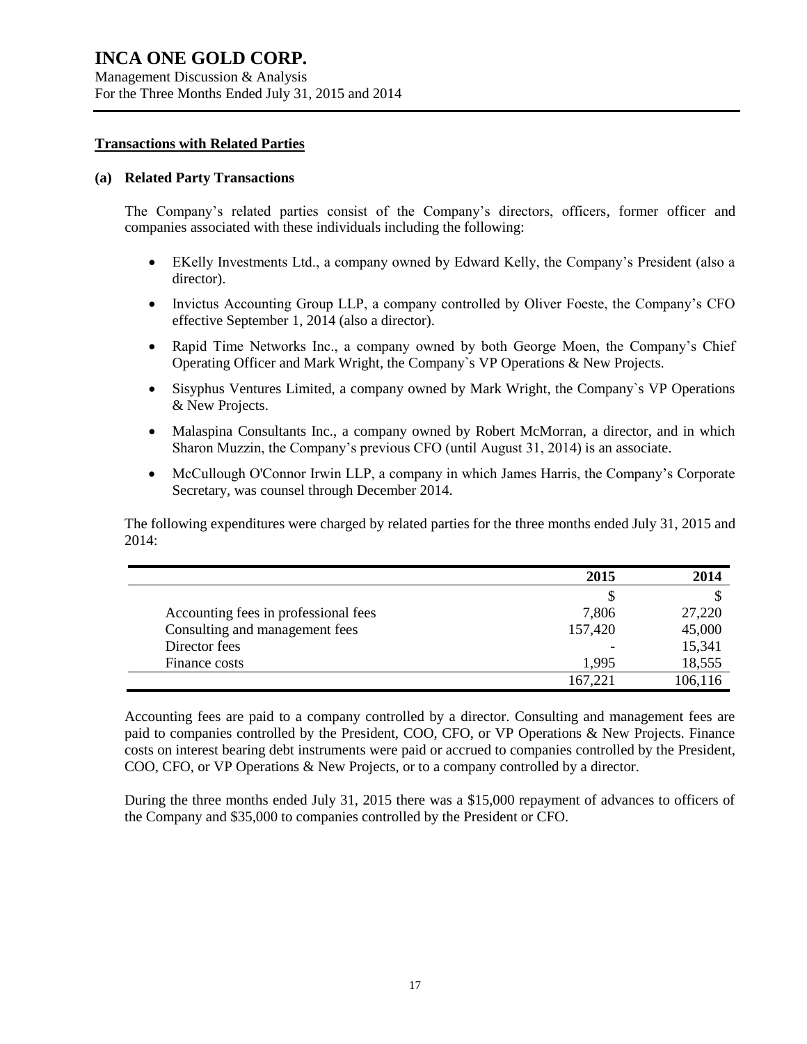## Transactions with Related Parties

### (a) Related Party Transactions

The Company's related parties consist of the Company's directors, officers, former officer and companies associated with these individuals including the following:

- EKelly Investments Ltd., a company owned by Edward Kelly, the Company's President (also a director).
- Invictus Accounting Group LLP, a company controlled by Oliver Foeste, the Company's CFO effective September 1, 2014 (also a director).
- Rapid Time Networks Inc., a company owned by both George Moen, the Company's Chief Operating Officer and Mark Wright, the Company`s VP Operations & New Projects.
- Sisyphus Ventures Limited, a company owned by Mark Wright, the Company`s VP Operations & New Projects.
- Malaspina Consultants Inc., a company owned by Robert McMorran, a director, and in which Sharon Muzzin, the Company's previous CFO (until August 31, 2014) is an associate.
- McCullough O'Connor Irwin LLP, a company in which James Harris, the Company's Corporate Secretary, was counsel through December 2014.

The following expenditures were charged by related parties for the three months ended July 31, 2015 and 2014:

| | 2015 | 2014 |
|---|---|---|
| | $ | $ |
| Accounting fees in professional fees | 7,806 | 27,220 |
| Consulting and management fees | 157,420 | 45,000 |
| Director fees | - | 15,341 |
| Finance costs | 1,995 | 18,555 |
| | 167,221 | 106,116 |

Accounting fees are paid to a company controlled by a director. Consulting and management fees are paid to companies controlled by the President, COO, CFO, or VP Operations & New Projects. Finance costs on interest bearing debt instruments were paid or accrued to companies controlled by the President, COO, CFO, or VP Operations & New Projects, or to a company controlled by a director.

During the three months ended July 31, 2015 there was a $15,000 repayment of advances to officers of the Company and $35,000 to companies controlled by the President or CFO.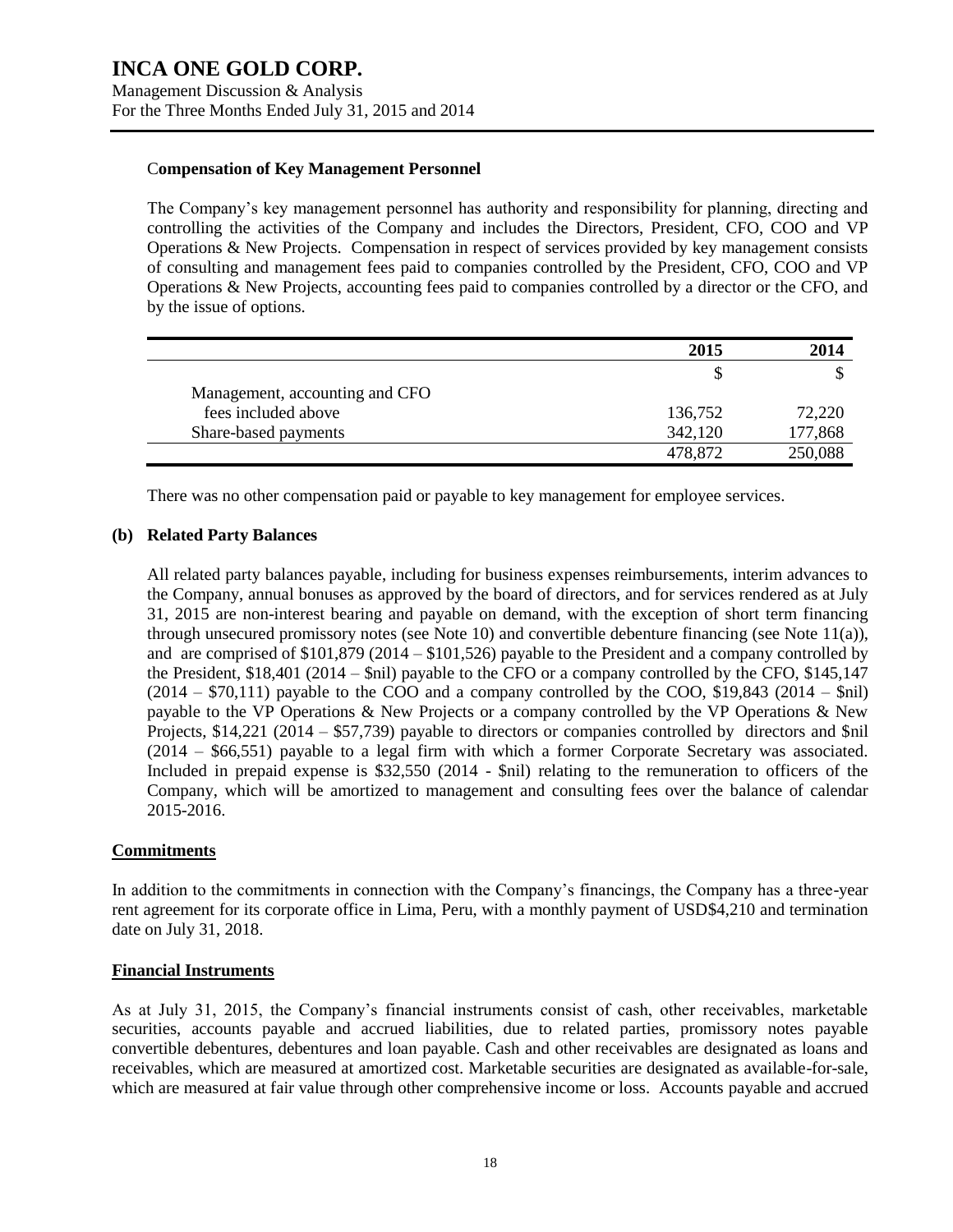### Compensation of Key Management Personnel

The Company's key management personnel has authority and responsibility for planning, directing and controlling the activities of the Company and includes the Directors, President, CFO, COO and VP Operations & New Projects. Compensation in respect of services provided by key management consists of consulting and management fees paid to companies controlled by the President, CFO, COO and VP Operations & New Projects, accounting fees paid to companies controlled by a director or the CFO, and by the issue of options.

| | 2015 | 2014 |
|---|---|---|
| | $ | $ |
| Management, accounting and CFO fees included above | 136,752 | 72,220 |
| Share-based payments | 342,120 | 177,868 |
| | 478,872 | 250,088 |

There was no other compensation paid or payable to key management for employee services.

### (b) Related Party Balances

All related party balances payable, including for business expenses reimbursements, interim advances to the Company, annual bonuses as approved by the board of directors, and for services rendered as at July 31, 2015 are non-interest bearing and payable on demand, with the exception of short term financing through unsecured promissory notes (see Note 10) and convertible debenture financing (see Note 11(a)), and are comprised of $101,879 (2014 – $101,526) payable to the President and a company controlled by the President, $18,401 (2014 – $nil) payable to the CFO or a company controlled by the CFO, $145,147 (2014 – $70,111) payable to the COO and a company controlled by the COO, $19,843 (2014 – $nil) payable to the VP Operations & New Projects or a company controlled by the VP Operations & New Projects, $14,221 (2014 – $57,739) payable to directors or companies controlled by directors and $nil (2014 – $66,551) payable to a legal firm with which a former Corporate Secretary was associated. Included in prepaid expense is $32,550 (2014 - $nil) relating to the remuneration to officers of the Company, which will be amortized to management and consulting fees over the balance of calendar 2015-2016.

## Commitments

In addition to the commitments in connection with the Company's financings, the Company has a three-year rent agreement for its corporate office in Lima, Peru, with a monthly payment of USD$4,210 and termination date on July 31, 2018.

## Financial Instruments

As at July 31, 2015, the Company's financial instruments consist of cash, other receivables, marketable securities, accounts payable and accrued liabilities, due to related parties, promissory notes payable convertible debentures, debentures and loan payable. Cash and other receivables are designated as loans and receivables, which are measured at amortized cost. Marketable securities are designated as available-for-sale, which are measured at fair value through other comprehensive income or loss. Accounts payable and accrued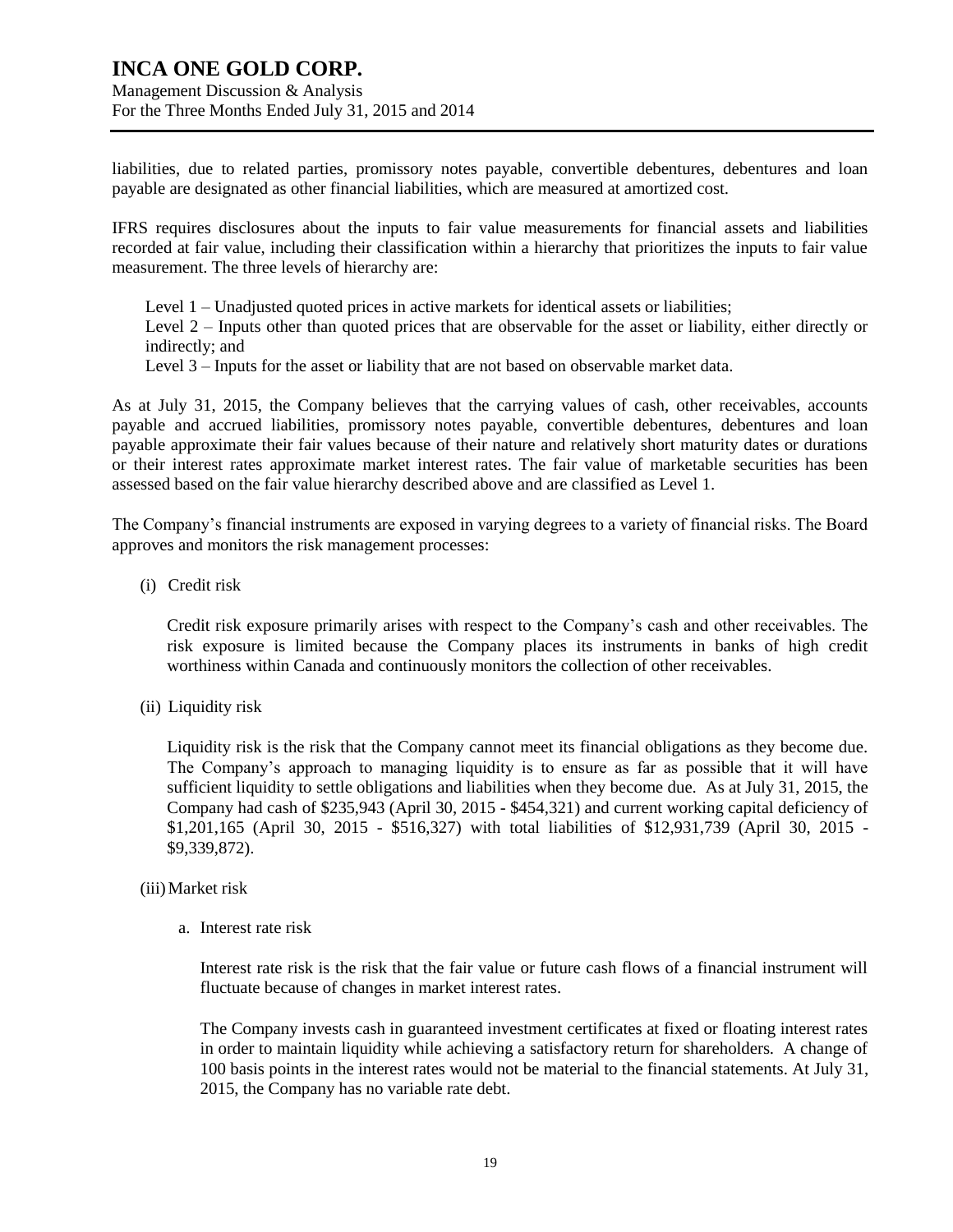liabilities, due to related parties, promissory notes payable, convertible debentures, debentures and loan payable are designated as other financial liabilities, which are measured at amortized cost.

IFRS requires disclosures about the inputs to fair value measurements for financial assets and liabilities recorded at fair value, including their classification within a hierarchy that prioritizes the inputs to fair value measurement. The three levels of hierarchy are:

Level 1 – Unadjusted quoted prices in active markets for identical assets or liabilities;
Level 2 – Inputs other than quoted prices that are observable for the asset or liability, either directly or indirectly; and
Level 3 – Inputs for the asset or liability that are not based on observable market data.

As at July 31, 2015, the Company believes that the carrying values of cash, other receivables, accounts payable and accrued liabilities, promissory notes payable, convertible debentures, debentures and loan payable approximate their fair values because of their nature and relatively short maturity dates or durations or their interest rates approximate market interest rates. The fair value of marketable securities has been assessed based on the fair value hierarchy described above and are classified as Level 1.

The Company's financial instruments are exposed in varying degrees to a variety of financial risks. The Board approves and monitors the risk management processes:

(i) Credit risk

Credit risk exposure primarily arises with respect to the Company's cash and other receivables. The risk exposure is limited because the Company places its instruments in banks of high credit worthiness within Canada and continuously monitors the collection of other receivables.

(ii) Liquidity risk

Liquidity risk is the risk that the Company cannot meet its financial obligations as they become due. The Company's approach to managing liquidity is to ensure as far as possible that it will have sufficient liquidity to settle obligations and liabilities when they become due. As at July 31, 2015, the Company had cash of $235,943 (April 30, 2015 - $454,321) and current working capital deficiency of $1,201,165 (April 30, 2015 - $516,327) with total liabilities of $12,931,739 (April 30, 2015 - $9,339,872).

(iii) Market risk

a. Interest rate risk

Interest rate risk is the risk that the fair value or future cash flows of a financial instrument will fluctuate because of changes in market interest rates.

The Company invests cash in guaranteed investment certificates at fixed or floating interest rates in order to maintain liquidity while achieving a satisfactory return for shareholders. A change of 100 basis points in the interest rates would not be material to the financial statements. At July 31, 2015, the Company has no variable rate debt.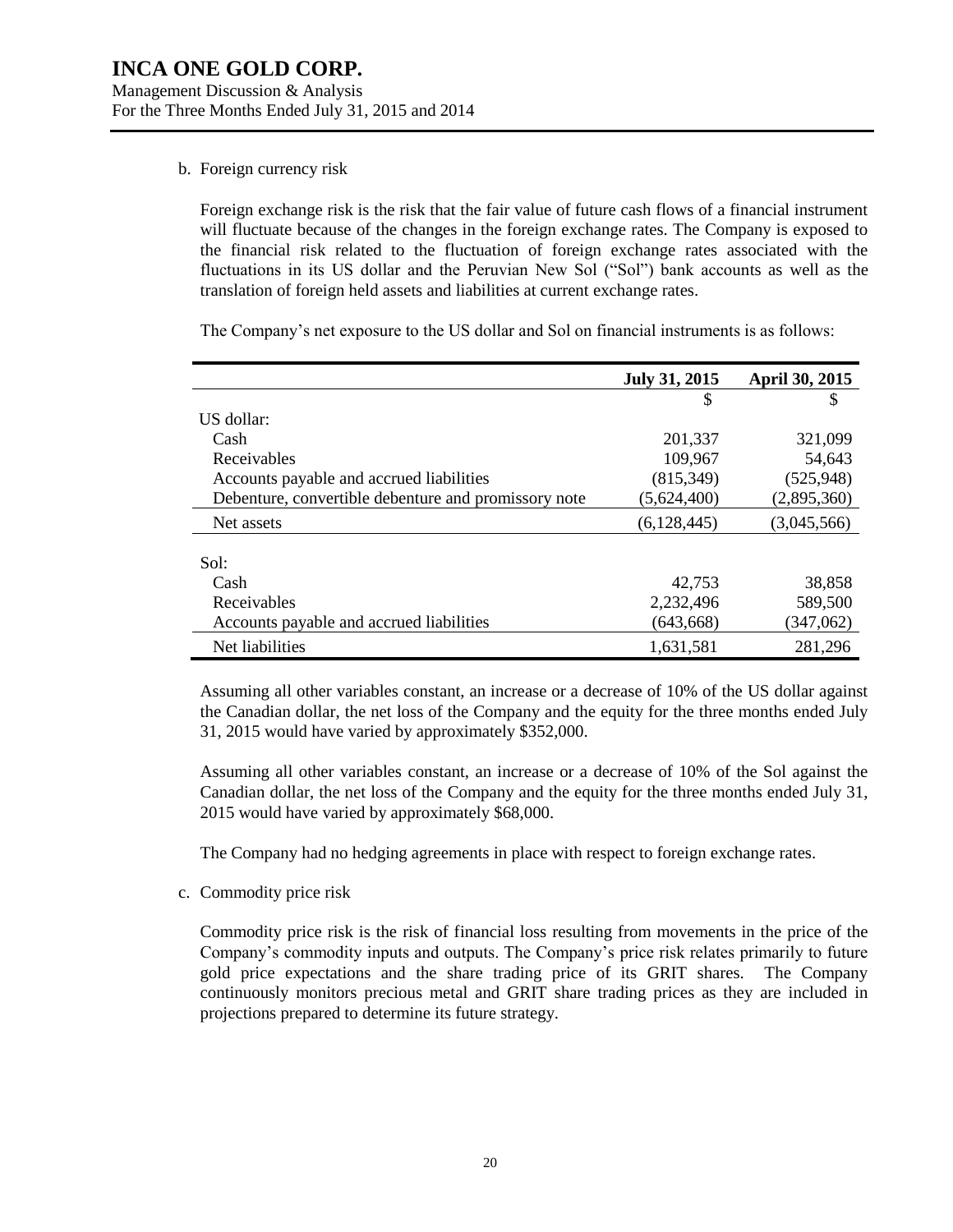b. Foreign currency risk

Foreign exchange risk is the risk that the fair value of future cash flows of a financial instrument will fluctuate because of the changes in the foreign exchange rates. The Company is exposed to the financial risk related to the fluctuation of foreign exchange rates associated with the fluctuations in its US dollar and the Peruvian New Sol ("Sol") bank accounts as well as the translation of foreign held assets and liabilities at current exchange rates.

The Company's net exposure to the US dollar and Sol on financial instruments is as follows:

| | July 31, 2015 | April 30, 2015 |
|---|---|---|
| | $ | $ |
| US dollar: | | |
| Cash | 201,337 | 321,099 |
| Receivables | 109,967 | 54,643 |
| Accounts payable and accrued liabilities | (815,349) | (525,948) |
| Debenture, convertible debenture and promissory note | (5,624,400) | (2,895,360) |
| Net assets | (6,128,445) | (3,045,566) |
| | | |
| Sol: | | |
| Cash | 42,753 | 38,858 |
| Receivables | 2,232,496 | 589,500 |
| Accounts payable and accrued liabilities | (643,668) | (347,062) |
| Net liabilities | 1,631,581 | 281,296 |

Assuming all other variables constant, an increase or a decrease of 10% of the US dollar against the Canadian dollar, the net loss of the Company and the equity for the three months ended July 31, 2015 would have varied by approximately $352,000.

Assuming all other variables constant, an increase or a decrease of 10% of the Sol against the Canadian dollar, the net loss of the Company and the equity for the three months ended July 31, 2015 would have varied by approximately $68,000.

The Company had no hedging agreements in place with respect to foreign exchange rates.

c. Commodity price risk

Commodity price risk is the risk of financial loss resulting from movements in the price of the Company's commodity inputs and outputs. The Company's price risk relates primarily to future gold price expectations and the share trading price of its GRIT shares. The Company continuously monitors precious metal and GRIT share trading prices as they are included in projections prepared to determine its future strategy.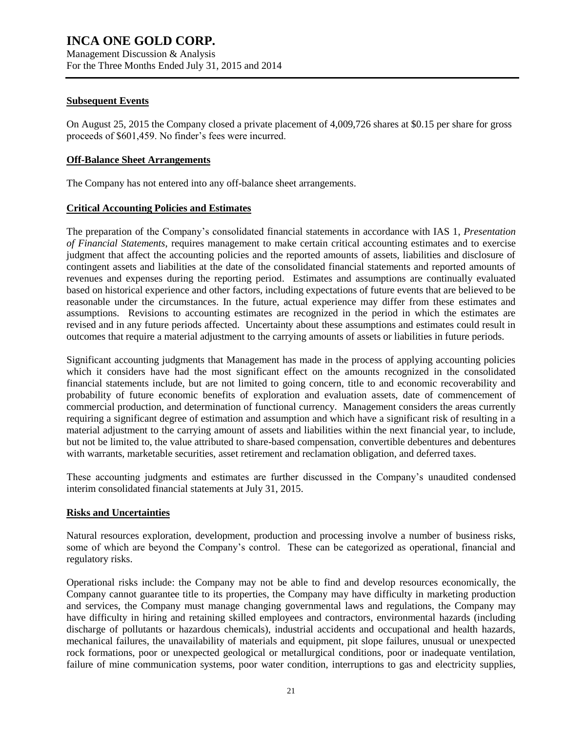## Subsequent Events

On August 25, 2015 the Company closed a private placement of 4,009,726 shares at \$0.15 per share for gross proceeds of \$601,459. No finder's fees were incurred.

## Off-Balance Sheet Arrangements

The Company has not entered into any off-balance sheet arrangements.

## Critical Accounting Policies and Estimates

The preparation of the Company's consolidated financial statements in accordance with IAS 1, *Presentation of Financial Statements*, requires management to make certain critical accounting estimates and to exercise judgment that affect the accounting policies and the reported amounts of assets, liabilities and disclosure of contingent assets and liabilities at the date of the consolidated financial statements and reported amounts of revenues and expenses during the reporting period. Estimates and assumptions are continually evaluated based on historical experience and other factors, including expectations of future events that are believed to be reasonable under the circumstances. In the future, actual experience may differ from these estimates and assumptions. Revisions to accounting estimates are recognized in the period in which the estimates are revised and in any future periods affected. Uncertainty about these assumptions and estimates could result in outcomes that require a material adjustment to the carrying amounts of assets or liabilities in future periods.

Significant accounting judgments that Management has made in the process of applying accounting policies which it considers have had the most significant effect on the amounts recognized in the consolidated financial statements include, but are not limited to going concern, title to and economic recoverability and probability of future economic benefits of exploration and evaluation assets, date of commencement of commercial production, and determination of functional currency. Management considers the areas currently requiring a significant degree of estimation and assumption and which have a significant risk of resulting in a material adjustment to the carrying amount of assets and liabilities within the next financial year, to include, but not be limited to, the value attributed to share-based compensation, convertible debentures and debentures with warrants, marketable securities, asset retirement and reclamation obligation, and deferred taxes.

These accounting judgments and estimates are further discussed in the Company's unaudited condensed interim consolidated financial statements at July 31, 2015.

## Risks and Uncertainties

Natural resources exploration, development, production and processing involve a number of business risks, some of which are beyond the Company's control. These can be categorized as operational, financial and regulatory risks.

Operational risks include: the Company may not be able to find and develop resources economically, the Company cannot guarantee title to its properties, the Company may have difficulty in marketing production and services, the Company must manage changing governmental laws and regulations, the Company may have difficulty in hiring and retaining skilled employees and contractors, environmental hazards (including discharge of pollutants or hazardous chemicals), industrial accidents and occupational and health hazards, mechanical failures, the unavailability of materials and equipment, pit slope failures, unusual or unexpected rock formations, poor or unexpected geological or metallurgical conditions, poor or inadequate ventilation, failure of mine communication systems, poor water condition, interruptions to gas and electricity supplies,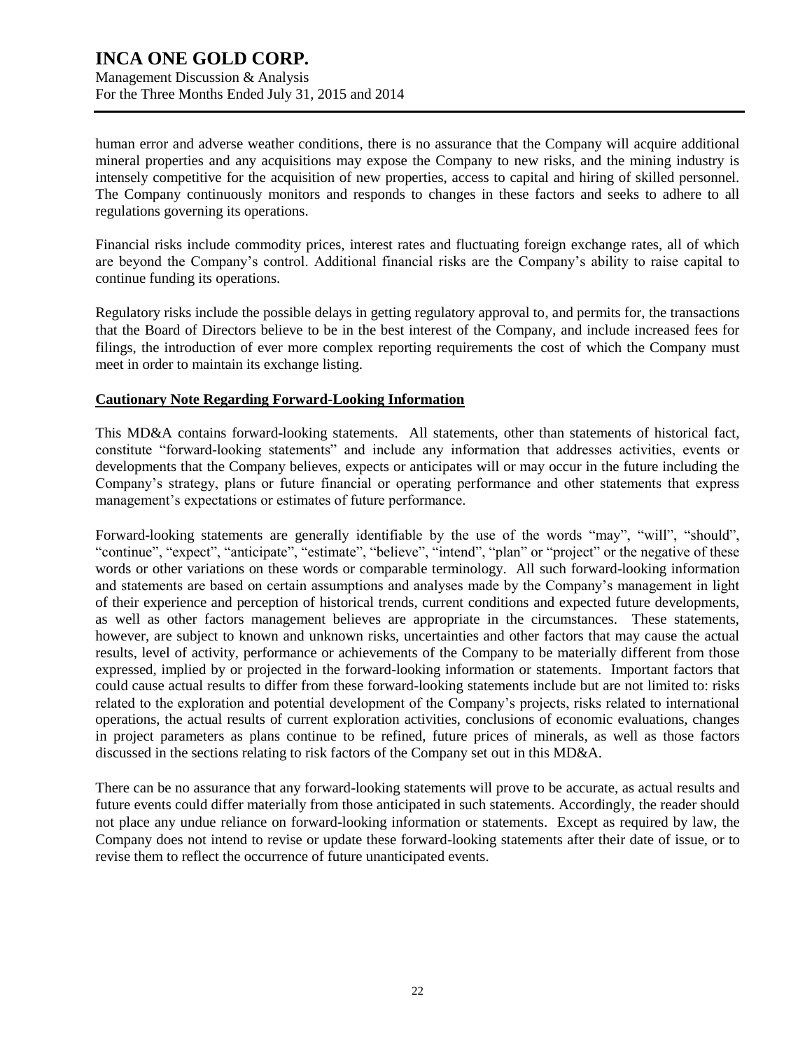human error and adverse weather conditions, there is no assurance that the Company will acquire additional mineral properties and any acquisitions may expose the Company to new risks, and the mining industry is intensely competitive for the acquisition of new properties, access to capital and hiring of skilled personnel. The Company continuously monitors and responds to changes in these factors and seeks to adhere to all regulations governing its operations.

Financial risks include commodity prices, interest rates and fluctuating foreign exchange rates, all of which are beyond the Company's control. Additional financial risks are the Company's ability to raise capital to continue funding its operations.

Regulatory risks include the possible delays in getting regulatory approval to, and permits for, the transactions that the Board of Directors believe to be in the best interest of the Company, and include increased fees for filings, the introduction of ever more complex reporting requirements the cost of which the Company must meet in order to maintain its exchange listing.

## Cautionary Note Regarding Forward-Looking Information

This MD&A contains forward-looking statements. All statements, other than statements of historical fact, constitute "forward-looking statements" and include any information that addresses activities, events or developments that the Company believes, expects or anticipates will or may occur in the future including the Company's strategy, plans or future financial or operating performance and other statements that express management's expectations or estimates of future performance.

Forward-looking statements are generally identifiable by the use of the words "may", "will", "should", "continue", "expect", "anticipate", "estimate", "believe", "intend", "plan" or "project" or the negative of these words or other variations on these words or comparable terminology. All such forward-looking information and statements are based on certain assumptions and analyses made by the Company's management in light of their experience and perception of historical trends, current conditions and expected future developments, as well as other factors management believes are appropriate in the circumstances. These statements, however, are subject to known and unknown risks, uncertainties and other factors that may cause the actual results, level of activity, performance or achievements of the Company to be materially different from those expressed, implied by or projected in the forward-looking information or statements. Important factors that could cause actual results to differ from these forward-looking statements include but are not limited to: risks related to the exploration and potential development of the Company's projects, risks related to international operations, the actual results of current exploration activities, conclusions of economic evaluations, changes in project parameters as plans continue to be refined, future prices of minerals, as well as those factors discussed in the sections relating to risk factors of the Company set out in this MD&A.

There can be no assurance that any forward-looking statements will prove to be accurate, as actual results and future events could differ materially from those anticipated in such statements. Accordingly, the reader should not place any undue reliance on forward-looking information or statements. Except as required by law, the Company does not intend to revise or update these forward-looking statements after their date of issue, or to revise them to reflect the occurrence of future unanticipated events.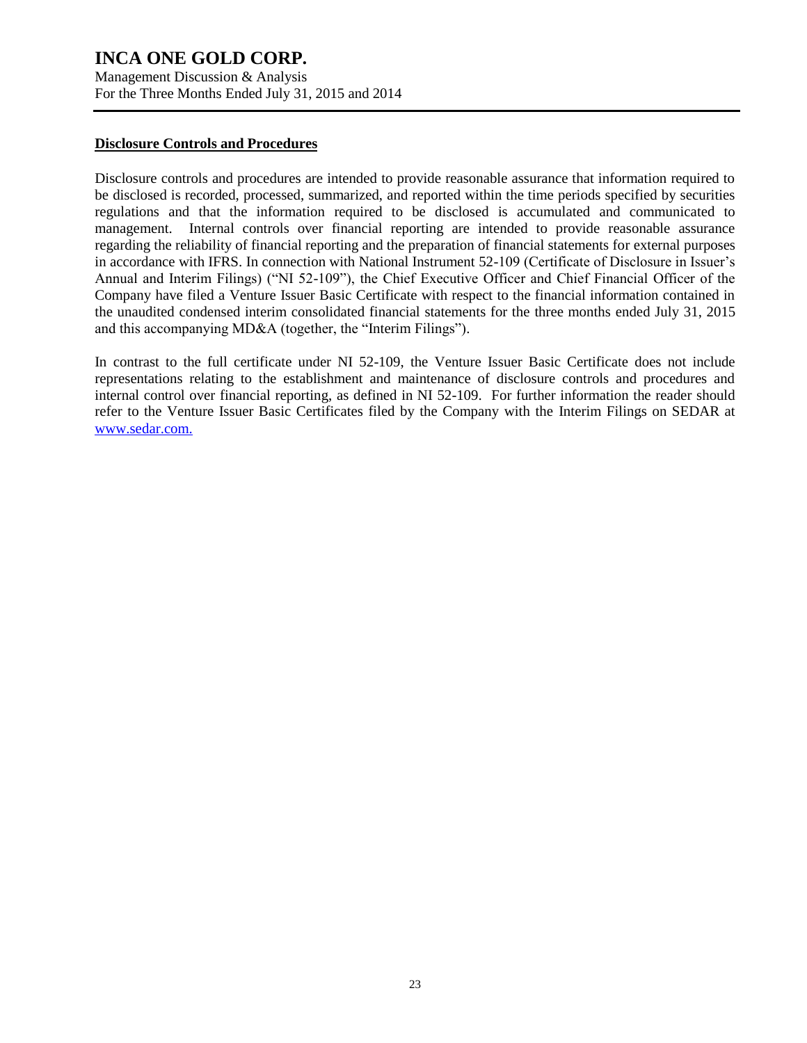## Disclosure Controls and Procedures

Disclosure controls and procedures are intended to provide reasonable assurance that information required to be disclosed is recorded, processed, summarized, and reported within the time periods specified by securities regulations and that the information required to be disclosed is accumulated and communicated to management. Internal controls over financial reporting are intended to provide reasonable assurance regarding the reliability of financial reporting and the preparation of financial statements for external purposes in accordance with IFRS. In connection with National Instrument 52-109 (Certificate of Disclosure in Issuer's Annual and Interim Filings) ("NI 52-109"), the Chief Executive Officer and Chief Financial Officer of the Company have filed a Venture Issuer Basic Certificate with respect to the financial information contained in the unaudited condensed interim consolidated financial statements for the three months ended July 31, 2015 and this accompanying MD&A (together, the "Interim Filings").

In contrast to the full certificate under NI 52-109, the Venture Issuer Basic Certificate does not include representations relating to the establishment and maintenance of disclosure controls and procedures and internal control over financial reporting, as defined in NI 52-109. For further information the reader should refer to the Venture Issuer Basic Certificates filed by the Company with the Interim Filings on SEDAR at www.sedar.com.